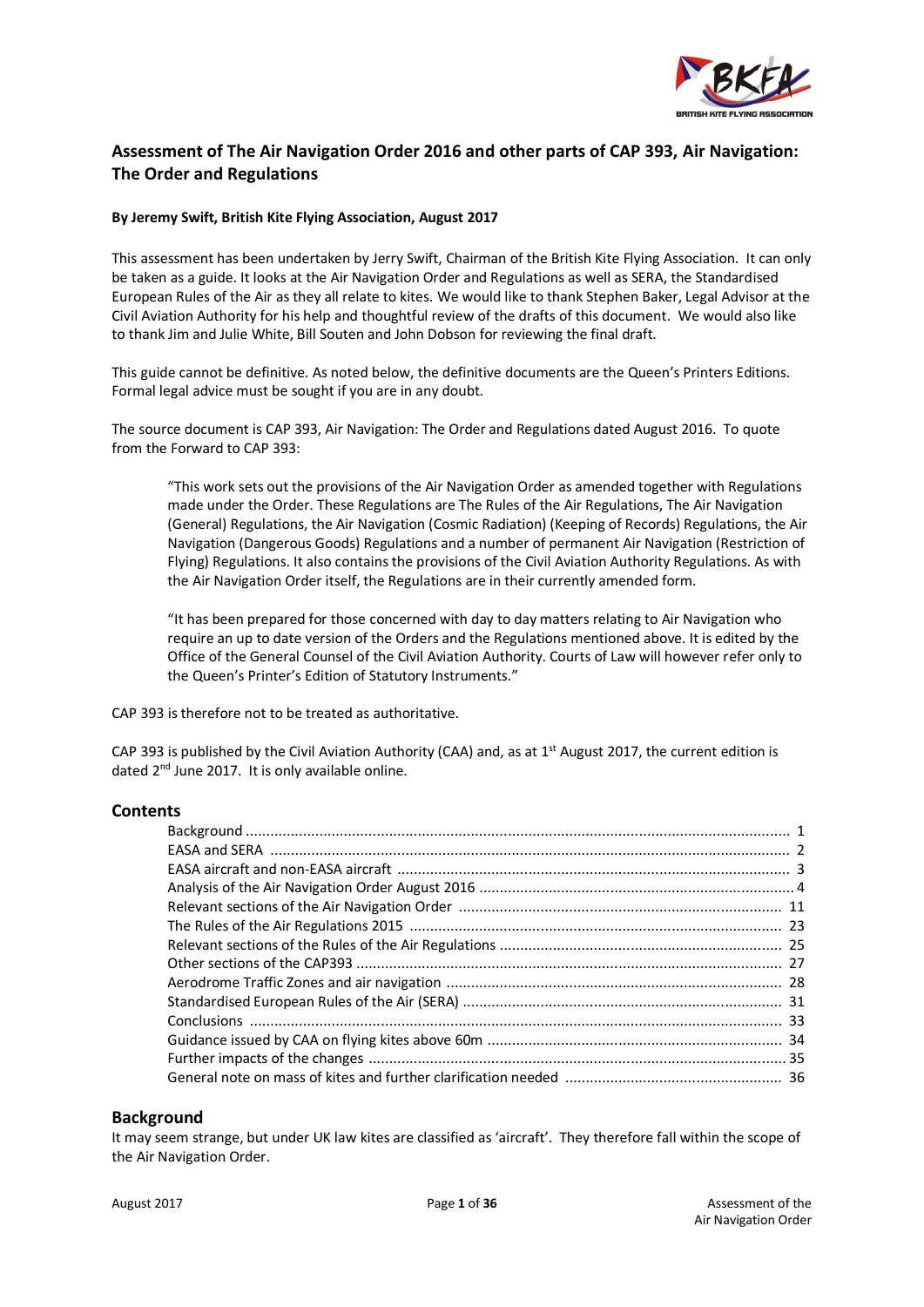# Assessment of The Air Navigation Order 2016 and other parts of CAP 393, Air Navigation: The Order and Regulations

**By Jeremy Swift, British Kite Flying Association, August 2017**

This assessment has been undertaken by Jerry Swift, Chairman of the British Kite Flying Association. It can only be taken as a guide. It looks at the Air Navigation Order and Regulations as well as SERA, the Standardised European Rules of the Air as they all relate to kites. We would like to thank Stephen Baker, Legal Advisor at the Civil Aviation Authority for his help and thoughtful review of the drafts of this document. We would also like to thank Jim and Julie White, Bill Souten and John Dobson for reviewing the final draft.

This guide cannot be definitive. As noted below, the definitive documents are the Queen's Printers Editions. Formal legal advice must be sought if you are in any doubt.

The source document is CAP 393, Air Navigation: The Order and Regulations dated August 2016. To quote from the Forward to CAP 393:

> "This work sets out the provisions of the Air Navigation Order as amended together with Regulations made under the Order. These Regulations are The Rules of the Air Regulations, The Air Navigation (General) Regulations, the Air Navigation (Cosmic Radiation) (Keeping of Records) Regulations, the Air Navigation (Dangerous Goods) Regulations and a number of permanent Air Navigation (Restriction of Flying) Regulations. It also contains the provisions of the Civil Aviation Authority Regulations. As with the Air Navigation Order itself, the Regulations are in their currently amended form.
>
> "It has been prepared for those concerned with day to day matters relating to Air Navigation who require an up to date version of the Orders and the Regulations mentioned above. It is edited by the Office of the General Counsel of the Civil Aviation Authority. Courts of Law will however refer only to the Queen's Printer's Edition of Statutory Instruments."

CAP 393 is therefore not to be treated as authoritative.

CAP 393 is published by the Civil Aviation Authority (CAA) and, as at 1st August 2017, the current edition is dated 2nd June 2017. It is only available online.

## Contents

| | |
|---|---|
| Background | 1 |
| EASA and SERA | 2 |
| EASA aircraft and non-EASA aircraft | 3 |
| Analysis of the Air Navigation Order August 2016 | 4 |
| Relevant sections of the Air Navigation Order | 11 |
| The Rules of the Air Regulations 2015 | 23 |
| Relevant sections of the Rules of the Air Regulations | 25 |
| Other sections of the CAP393 | 27 |
| Aerodrome Traffic Zones and air navigation | 28 |
| Standardised European Rules of the Air (SERA) | 31 |
| Conclusions | 33 |
| Guidance issued by CAA on flying kites above 60m | 34 |
| Further impacts of the changes | 35 |
| General note on mass of kites and further clarification needed | 36 |

## Background

It may seem strange, but under UK law kites are classified as 'aircraft'. They therefore fall within the scope of the Air Navigation Order.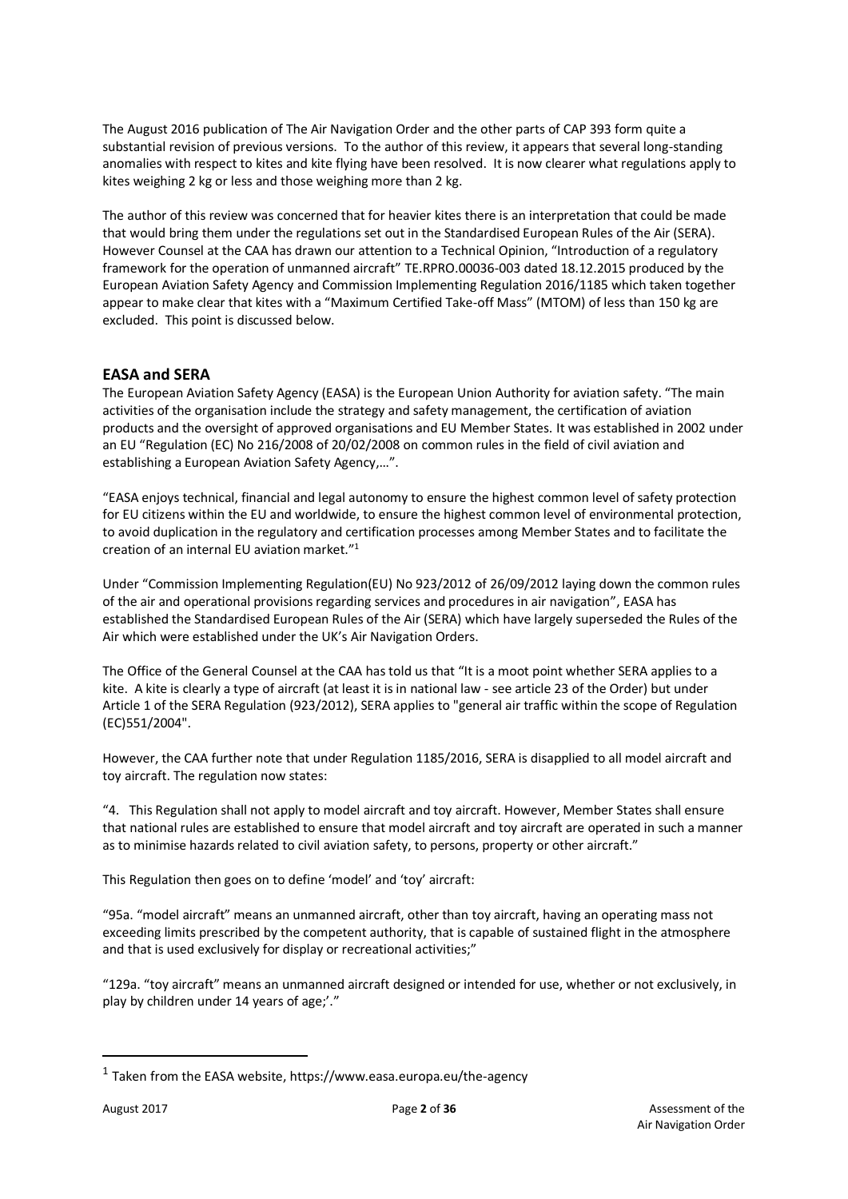The August 2016 publication of The Air Navigation Order and the other parts of CAP 393 form quite a substantial revision of previous versions. To the author of this review, it appears that several long-standing anomalies with respect to kites and kite flying have been resolved. It is now clearer what regulations apply to kites weighing 2 kg or less and those weighing more than 2 kg.

The author of this review was concerned that for heavier kites there is an interpretation that could be made that would bring them under the regulations set out in the Standardised European Rules of the Air (SERA). However Counsel at the CAA has drawn our attention to a Technical Opinion, "Introduction of a regulatory framework for the operation of unmanned aircraft" TE.RPRO.00036-003 dated 18.12.2015 produced by the European Aviation Safety Agency and Commission Implementing Regulation 2016/1185 which taken together appear to make clear that kites with a "Maximum Certified Take-off Mass" (MTOM) of less than 150 kg are excluded. This point is discussed below.

## EASA and SERA

The European Aviation Safety Agency (EASA) is the European Union Authority for aviation safety. "The main activities of the organisation include the strategy and safety management, the certification of aviation products and the oversight of approved organisations and EU Member States. It was established in 2002 under an EU "Regulation (EC) No 216/2008 of 20/02/2008 on common rules in the field of civil aviation and establishing a European Aviation Safety Agency,…".

"EASA enjoys technical, financial and legal autonomy to ensure the highest common level of safety protection for EU citizens within the EU and worldwide, to ensure the highest common level of environmental protection, to avoid duplication in the regulatory and certification processes among Member States and to facilitate the creation of an internal EU aviation market."[1]

Under "Commission Implementing Regulation(EU) No 923/2012 of 26/09/2012 laying down the common rules of the air and operational provisions regarding services and procedures in air navigation", EASA has established the Standardised European Rules of the Air (SERA) which have largely superseded the Rules of the Air which were established under the UK's Air Navigation Orders.

The Office of the General Counsel at the CAA has told us that "It is a moot point whether SERA applies to a kite. A kite is clearly a type of aircraft (at least it is in national law - see article 23 of the Order) but under Article 1 of the SERA Regulation (923/2012), SERA applies to "general air traffic within the scope of Regulation (EC)551/2004".

However, the CAA further note that under Regulation 1185/2016, SERA is disapplied to all model aircraft and toy aircraft. The regulation now states:

"4. This Regulation shall not apply to model aircraft and toy aircraft. However, Member States shall ensure that national rules are established to ensure that model aircraft and toy aircraft are operated in such a manner as to minimise hazards related to civil aviation safety, to persons, property or other aircraft."

This Regulation then goes on to define 'model' and 'toy' aircraft:

"95a. "model aircraft" means an unmanned aircraft, other than toy aircraft, having an operating mass not exceeding limits prescribed by the competent authority, that is capable of sustained flight in the atmosphere and that is used exclusively for display or recreational activities;"

"129a. "toy aircraft" means an unmanned aircraft designed or intended for use, whether or not exclusively, in play by children under 14 years of age;'."

---

[1] Taken from the EASA website, https://www.easa.europa.eu/the-agency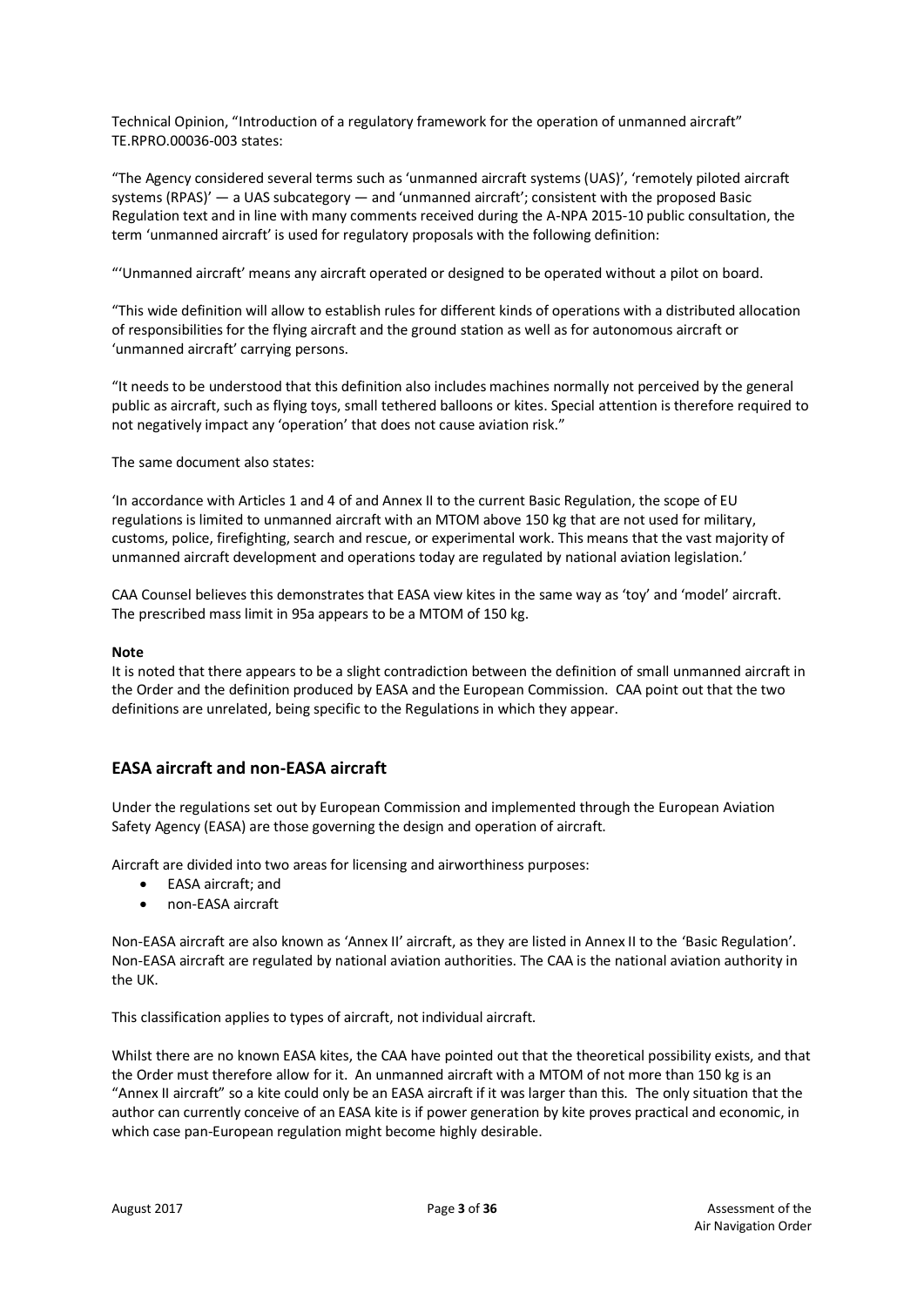Technical Opinion, "Introduction of a regulatory framework for the operation of unmanned aircraft" TE.RPRO.00036-003 states:

"The Agency considered several terms such as 'unmanned aircraft systems (UAS)', 'remotely piloted aircraft systems (RPAS)' — a UAS subcategory — and 'unmanned aircraft'; consistent with the proposed Basic Regulation text and in line with many comments received during the A-NPA 2015-10 public consultation, the term 'unmanned aircraft' is used for regulatory proposals with the following definition:

"'Unmanned aircraft' means any aircraft operated or designed to be operated without a pilot on board.

"This wide definition will allow to establish rules for different kinds of operations with a distributed allocation of responsibilities for the flying aircraft and the ground station as well as for autonomous aircraft or 'unmanned aircraft' carrying persons.

"It needs to be understood that this definition also includes machines normally not perceived by the general public as aircraft, such as flying toys, small tethered balloons or kites. Special attention is therefore required to not negatively impact any 'operation' that does not cause aviation risk."

The same document also states:

'In accordance with Articles 1 and 4 of and Annex II to the current Basic Regulation, the scope of EU regulations is limited to unmanned aircraft with an MTOM above 150 kg that are not used for military, customs, police, firefighting, search and rescue, or experimental work. This means that the vast majority of unmanned aircraft development and operations today are regulated by national aviation legislation.'

CAA Counsel believes this demonstrates that EASA view kites in the same way as 'toy' and 'model' aircraft. The prescribed mass limit in 95a appears to be a MTOM of 150 kg.

**Note**

It is noted that there appears to be a slight contradiction between the definition of small unmanned aircraft in the Order and the definition produced by EASA and the European Commission. CAA point out that the two definitions are unrelated, being specific to the Regulations in which they appear.

## EASA aircraft and non-EASA aircraft

Under the regulations set out by European Commission and implemented through the European Aviation Safety Agency (EASA) are those governing the design and operation of aircraft.

Aircraft are divided into two areas for licensing and airworthiness purposes:

- EASA aircraft; and
- non-EASA aircraft

Non-EASA aircraft are also known as 'Annex II' aircraft, as they are listed in Annex II to the 'Basic Regulation'. Non-EASA aircraft are regulated by national aviation authorities. The CAA is the national aviation authority in the UK.

This classification applies to types of aircraft, not individual aircraft.

Whilst there are no known EASA kites, the CAA have pointed out that the theoretical possibility exists, and that the Order must therefore allow for it. An unmanned aircraft with a MTOM of not more than 150 kg is an "Annex II aircraft" so a kite could only be an EASA aircraft if it was larger than this. The only situation that the author can currently conceive of an EASA kite is if power generation by kite proves practical and economic, in which case pan-European regulation might become highly desirable.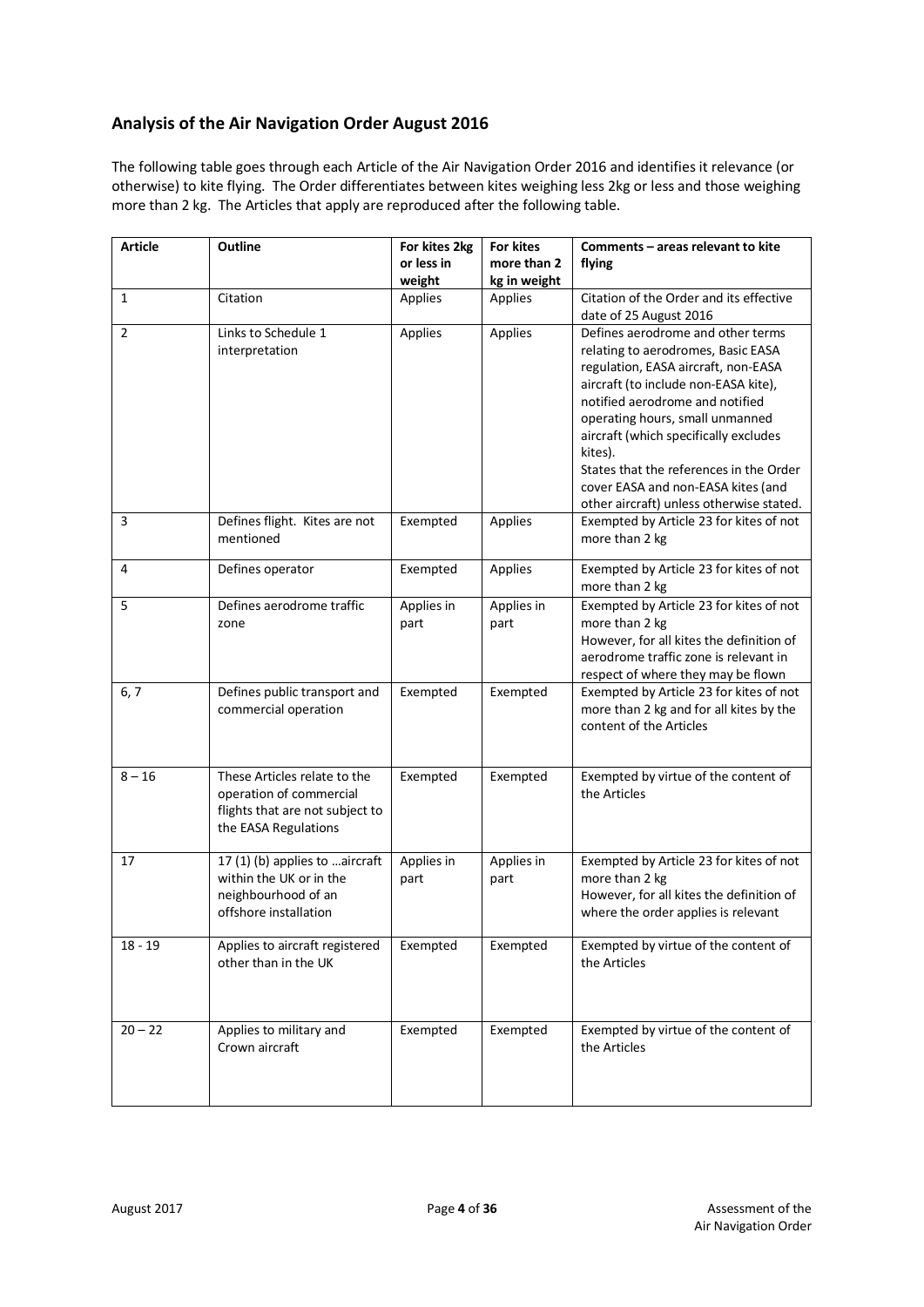## Analysis of the Air Navigation Order August 2016

The following table goes through each Article of the Air Navigation Order 2016 and identifies it relevance (or otherwise) to kite flying. The Order differentiates between kites weighing less 2kg or less and those weighing more than 2 kg. The Articles that apply are reproduced after the following table.

| Article | Outline | For kites 2kg or less in weight | For kites more than 2 kg in weight | Comments – areas relevant to kite flying |
|---|---|---|---|---|
| 1 | Citation | Applies | Applies | Citation of the Order and its effective date of 25 August 2016 |
| 2 | Links to Schedule 1 interpretation | Applies | Applies | Defines aerodrome and other terms relating to aerodromes, Basic EASA regulation, EASA aircraft, non-EASA aircraft (to include non-EASA kite), notified aerodrome and notified operating hours, small unmanned aircraft (which specifically excludes kites).<br>States that the references in the Order cover EASA and non-EASA kites (and other aircraft) unless otherwise stated. |
| 3 | Defines flight. Kites are not mentioned | Exempted | Applies | Exempted by Article 23 for kites of not more than 2 kg |
| 4 | Defines operator | Exempted | Applies | Exempted by Article 23 for kites of not more than 2 kg |
| 5 | Defines aerodrome traffic zone | Applies in part | Applies in part | Exempted by Article 23 for kites of not more than 2 kg<br>However, for all kites the definition of aerodrome traffic zone is relevant in respect of where they may be flown |
| 6, 7 | Defines public transport and commercial operation | Exempted | Exempted | Exempted by Article 23 for kites of not more than 2 kg and for all kites by the content of the Articles |
| 8 – 16 | These Articles relate to the operation of commercial flights that are not subject to the EASA Regulations | Exempted | Exempted | Exempted by virtue of the content of the Articles |
| 17 | 17 (1) (b) applies to …aircraft within the UK or in the neighbourhood of an offshore installation | Applies in part | Applies in part | Exempted by Article 23 for kites of not more than 2 kg<br>However, for all kites the definition of where the order applies is relevant |
| 18 - 19 | Applies to aircraft registered other than in the UK | Exempted | Exempted | Exempted by virtue of the content of the Articles |
| 20 – 22 | Applies to military and Crown aircraft | Exempted | Exempted | Exempted by virtue of the content of the Articles |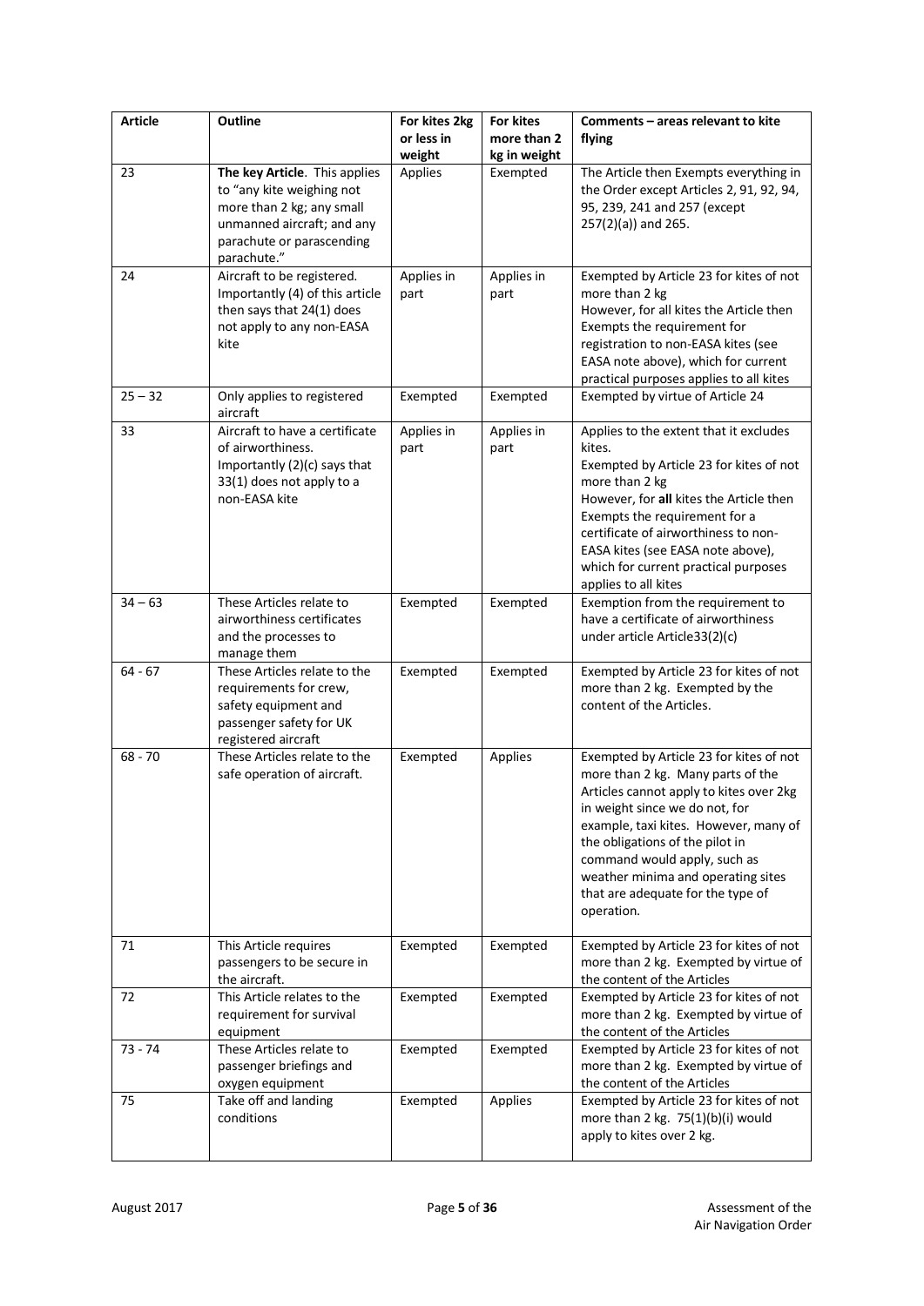| Article | Outline | For kites 2kg or less in weight | For kites more than 2 kg in weight | Comments – areas relevant to kite flying |
| --- | --- | --- | --- | --- |
| 23 | **The key Article**. This applies to "any kite weighing not more than 2 kg; any small unmanned aircraft; and any parachute or parascending parachute." | Applies | Exempted | The Article then Exempts everything in the Order except Articles 2, 91, 92, 94, 95, 239, 241 and 257 (except 257(2)(a)) and 265. |
| 24 | Aircraft to be registered. Importantly (4) of this article then says that 24(1) does not apply to any non-EASA kite | Applies in part | Applies in part | Exempted by Article 23 for kites of not more than 2 kg However, for all kites the Article then Exempts the requirement for registration to non-EASA kites (see EASA note above), which for current practical purposes applies to all kites |
| 25 – 32 | Only applies to registered aircraft | Exempted | Exempted | Exempted by virtue of Article 24 |
| 33 | Aircraft to have a certificate of airworthiness. Importantly (2)(c) says that 33(1) does not apply to a non-EASA kite | Applies in part | Applies in part | Applies to the extent that it excludes kites. Exempted by Article 23 for kites of not more than 2 kg However, for **all** kites the Article then Exempts the requirement for a certificate of airworthiness to non-EASA kites (see EASA note above), which for current practical purposes applies to all kites |
| 34 – 63 | These Articles relate to airworthiness certificates and the processes to manage them | Exempted | Exempted | Exemption from the requirement to have a certificate of airworthiness under article Article33(2)(c) |
| 64 - 67 | These Articles relate to the requirements for crew, safety equipment and passenger safety for UK registered aircraft | Exempted | Exempted | Exempted by Article 23 for kites of not more than 2 kg. Exempted by the content of the Articles. |
| 68 - 70 | These Articles relate to the safe operation of aircraft. | Exempted | Applies | Exempted by Article 23 for kites of not more than 2 kg. Many parts of the Articles cannot apply to kites over 2kg in weight since we do not, for example, taxi kites. However, many of the obligations of the pilot in command would apply, such as weather minima and operating sites that are adequate for the type of operation. |
| 71 | This Article requires passengers to be secure in the aircraft. | Exempted | Exempted | Exempted by Article 23 for kites of not more than 2 kg. Exempted by virtue of the content of the Articles |
| 72 | This Article relates to the requirement for survival equipment | Exempted | Exempted | Exempted by Article 23 for kites of not more than 2 kg. Exempted by virtue of the content of the Articles |
| 73 - 74 | These Articles relate to passenger briefings and oxygen equipment | Exempted | Exempted | Exempted by Article 23 for kites of not more than 2 kg. Exempted by virtue of the content of the Articles |
| 75 | Take off and landing conditions | Exempted | Applies | Exempted by Article 23 for kites of not more than 2 kg. 75(1)(b)(i) would apply to kites over 2 kg. |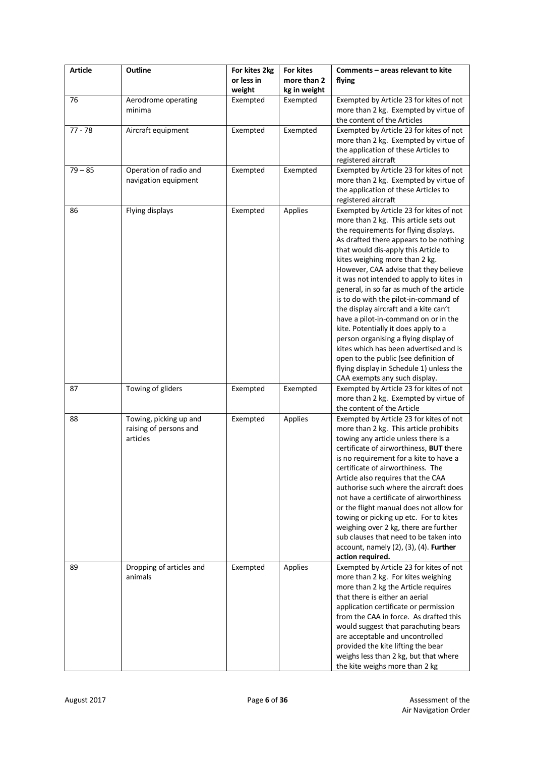| Article | Outline | For kites 2kg or less in weight | For kites more than 2 kg in weight | Comments – areas relevant to kite flying |
|---|---|---|---|---|
| 76 | Aerodrome operating minima | Exempted | Exempted | Exempted by Article 23 for kites of not more than 2 kg. Exempted by virtue of the content of the Articles |
| 77 - 78 | Aircraft equipment | Exempted | Exempted | Exempted by Article 23 for kites of not more than 2 kg. Exempted by virtue of the application of these Articles to registered aircraft |
| 79 – 85 | Operation of radio and navigation equipment | Exempted | Exempted | Exempted by Article 23 for kites of not more than 2 kg. Exempted by virtue of the application of these Articles to registered aircraft |
| 86 | Flying displays | Exempted | Applies | Exempted by Article 23 for kites of not more than 2 kg. This article sets out the requirements for flying displays. As drafted there appears to be nothing that would dis-apply this Article to kites weighing more than 2 kg. However, CAA advise that they believe it was not intended to apply to kites in general, in so far as much of the article is to do with the pilot-in-command of the display aircraft and a kite can't have a pilot-in-command on or in the kite. Potentially it does apply to a person organising a flying display of kites which has been advertised and is open to the public (see definition of flying display in Schedule 1) unless the CAA exempts any such display. |
| 87 | Towing of gliders | Exempted | Exempted | Exempted by Article 23 for kites of not more than 2 kg. Exempted by virtue of the content of the Article |
| 88 | Towing, picking up and raising of persons and articles | Exempted | Applies | Exempted by Article 23 for kites of not more than 2 kg. This article prohibits towing any article unless there is a certificate of airworthiness, **BUT** there is no requirement for a kite to have a certificate of airworthiness. The Article also requires that the CAA authorise such where the aircraft does not have a certificate of airworthiness or the flight manual does not allow for towing or picking up etc. For to kites weighing over 2 kg, there are further sub clauses that need to be taken into account, namely (2), (3), (4). **Further action required.** |
| 89 | Dropping of articles and animals | Exempted | Applies | Exempted by Article 23 for kites of not more than 2 kg. For kites weighing more than 2 kg the Article requires that there is either an aerial application certificate or permission from the CAA in force. As drafted this would suggest that parachuting bears are acceptable and uncontrolled provided the kite lifting the bear weighs less than 2 kg, but that where the kite weighs more than 2 kg |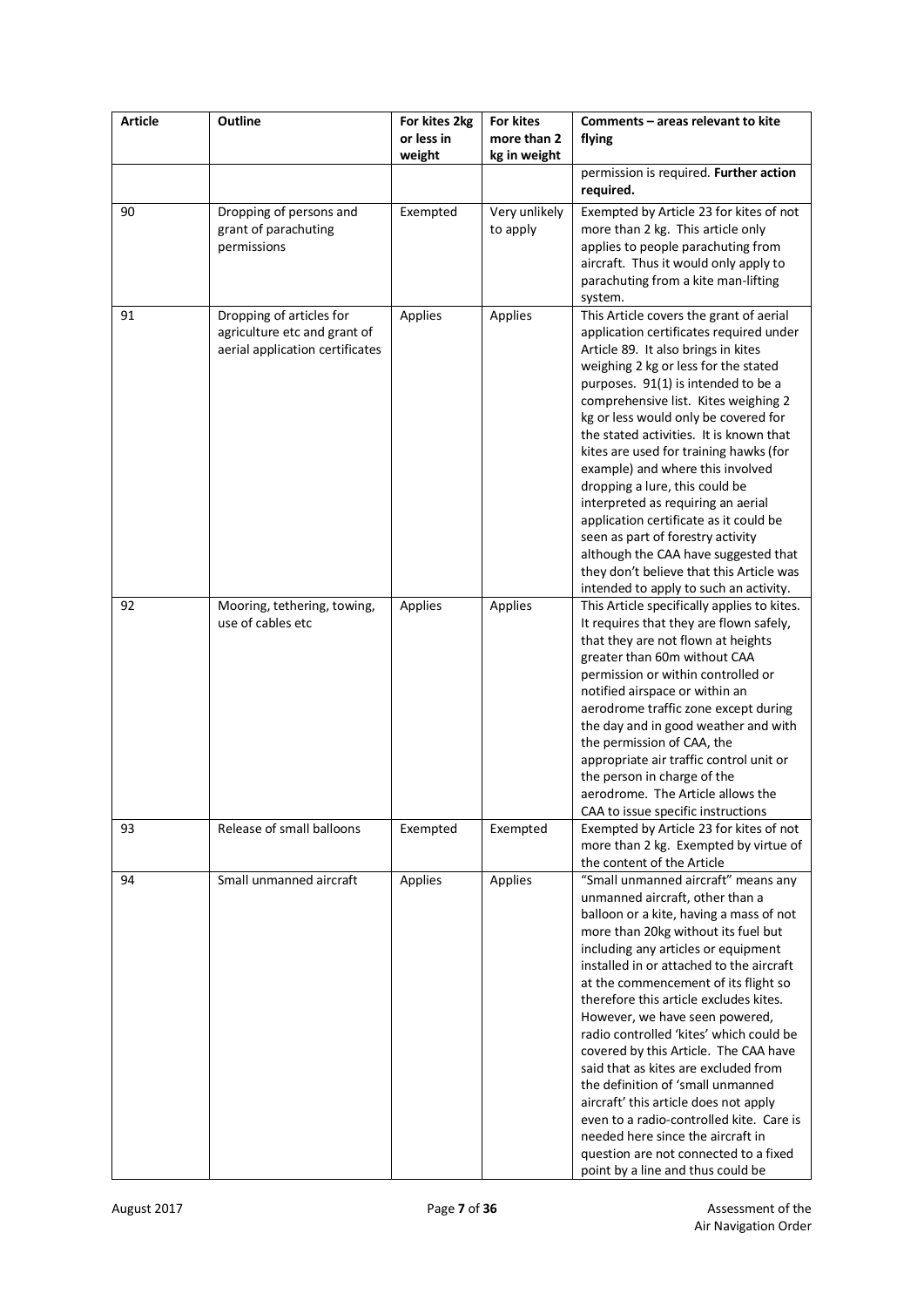| Article | Outline | For kites 2kg or less in weight | For kites more than 2 kg in weight | Comments – areas relevant to kite flying |
|---|---|---|---|---|
| | | | | permission is required. **Further action required.** |
| 90 | Dropping of persons and grant of parachuting permissions | Exempted | Very unlikely to apply | Exempted by Article 23 for kites of not more than 2 kg. This article only applies to people parachuting from aircraft. Thus it would only apply to parachuting from a kite man-lifting system. |
| 91 | Dropping of articles for agriculture etc and grant of aerial application certificates | Applies | Applies | This Article covers the grant of aerial application certificates required under Article 89. It also brings in kites weighing 2 kg or less for the stated purposes. 91(1) is intended to be a comprehensive list. Kites weighing 2 kg or less would only be covered for the stated activities. It is known that kites are used for training hawks (for example) and where this involved dropping a lure, this could be interpreted as requiring an aerial application certificate as it could be seen as part of forestry activity although the CAA have suggested that they don't believe that this Article was intended to apply to such an activity. |
| 92 | Mooring, tethering, towing, use of cables etc | Applies | Applies | This Article specifically applies to kites. It requires that they are flown safely, that they are not flown at heights greater than 60m without CAA permission or within controlled or notified airspace or within an aerodrome traffic zone except during the day and in good weather and with the permission of CAA, the appropriate air traffic control unit or the person in charge of the aerodrome. The Article allows the CAA to issue specific instructions |
| 93 | Release of small balloons | Exempted | Exempted | Exempted by Article 23 for kites of not more than 2 kg. Exempted by virtue of the content of the Article |
| 94 | Small unmanned aircraft | Applies | Applies | "Small unmanned aircraft" means any unmanned aircraft, other than a balloon or a kite, having a mass of not more than 20kg without its fuel but including any articles or equipment installed in or attached to the aircraft at the commencement of its flight so therefore this article excludes kites. However, we have seen powered, radio controlled 'kites' which could be covered by this Article. The CAA have said that as kites are excluded from the definition of 'small unmanned aircraft' this article does not apply even to a radio-controlled kite. Care is needed here since the aircraft in question are not connected to a fixed point by a line and thus could be |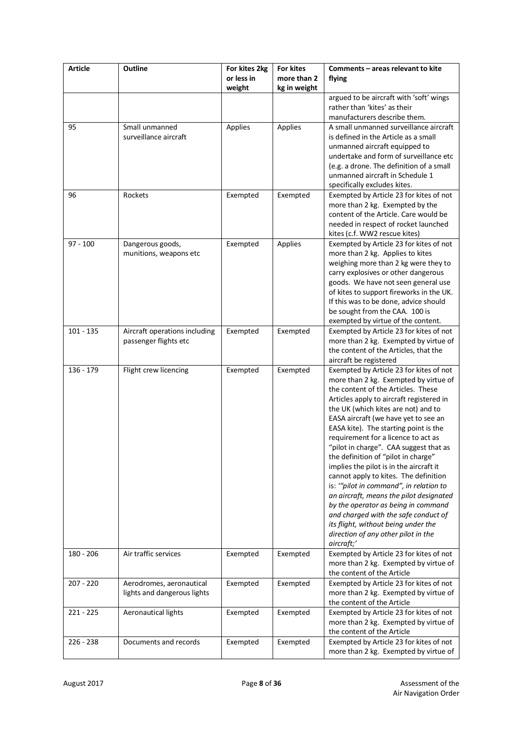| Article | Outline | For kites 2kg or less in weight | For kites more than 2 kg in weight | Comments – areas relevant to kite flying |
|---|---|---|---|---|
| | | | | argued to be aircraft with 'soft' wings rather than 'kites' as their manufacturers describe them. |
| 95 | Small unmanned surveillance aircraft | Applies | Applies | A small unmanned surveillance aircraft is defined in the Article as a small unmanned aircraft equipped to undertake and form of surveillance etc (e.g. a drone. The definition of a small unmanned aircraft in Schedule 1 specifically excludes kites. |
| 96 | Rockets | Exempted | Exempted | Exempted by Article 23 for kites of not more than 2 kg. Exempted by the content of the Article. Care would be needed in respect of rocket launched kites (c.f. WW2 rescue kites) |
| 97 - 100 | Dangerous goods, munitions, weapons etc | Exempted | Applies | Exempted by Article 23 for kites of not more than 2 kg. Applies to kites weighing more than 2 kg were they to carry explosives or other dangerous goods. We have not seen general use of kites to support fireworks in the UK. If this was to be done, advice should be sought from the CAA. 100 is exempted by virtue of the content. |
| 101 - 135 | Aircraft operations including passenger flights etc | Exempted | Exempted | Exempted by Article 23 for kites of not more than 2 kg. Exempted by virtue of the content of the Articles, that the aircraft be registered |
| 136 - 179 | Flight crew licencing | Exempted | Exempted | Exempted by Article 23 for kites of not more than 2 kg. Exempted by virtue of the content of the Articles. These Articles apply to aircraft registered in the UK (which kites are not) and to EASA aircraft (we have yet to see an EASA kite). The starting point is the requirement for a licence to act as "pilot in charge". CAA suggest that as the definition of "pilot in charge" implies the pilot is in the aircraft it cannot apply to kites. The definition is: *'"pilot in command", in relation to an aircraft, means the pilot designated by the operator as being in command and charged with the safe conduct of its flight, without being under the direction of any other pilot in the aircraft;'* |
| 180 - 206 | Air traffic services | Exempted | Exempted | Exempted by Article 23 for kites of not more than 2 kg. Exempted by virtue of the content of the Article |
| 207 - 220 | Aerodromes, aeronautical lights and dangerous lights | Exempted | Exempted | Exempted by Article 23 for kites of not more than 2 kg. Exempted by virtue of the content of the Article |
| 221 - 225 | Aeronautical lights | Exempted | Exempted | Exempted by Article 23 for kites of not more than 2 kg. Exempted by virtue of the content of the Article |
| 226 - 238 | Documents and records | Exempted | Exempted | Exempted by Article 23 for kites of not more than 2 kg. Exempted by virtue of |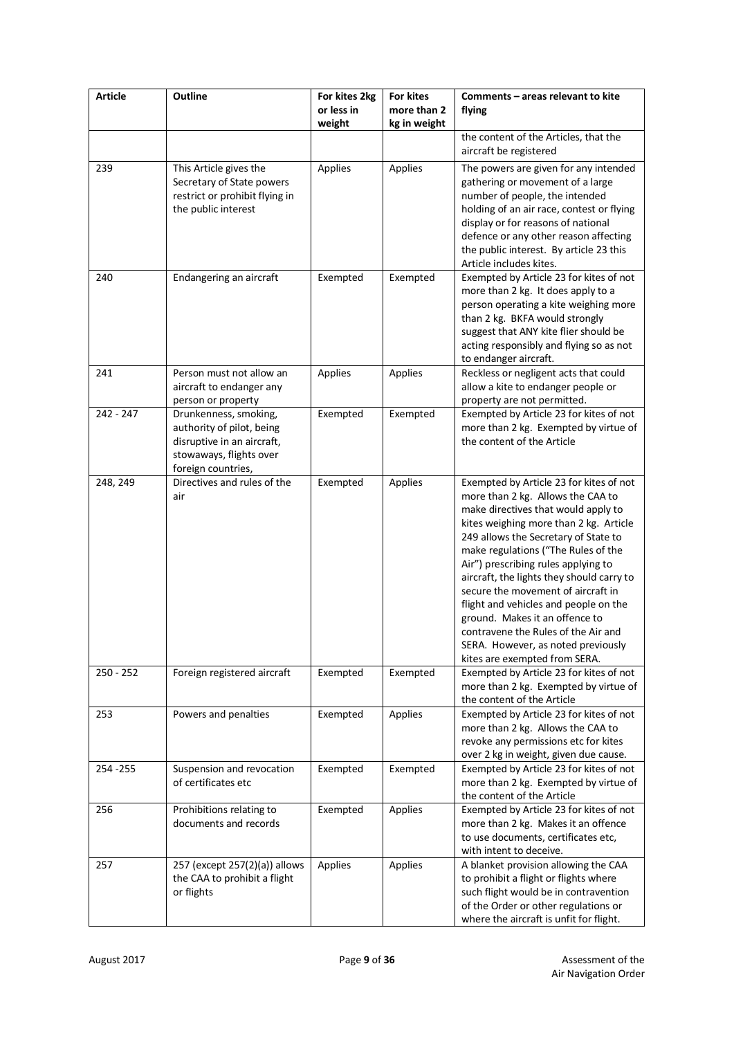| Article | Outline | For kites 2kg or less in weight | For kites more than 2 kg in weight | Comments – areas relevant to kite flying |
|---|---|---|---|---|
| | | | | the content of the Articles, that the aircraft be registered |
| 239 | This Article gives the Secretary of State powers restrict or prohibit flying in the public interest | Applies | Applies | The powers are given for any intended gathering or movement of a large number of people, the intended holding of an air race, contest or flying display or for reasons of national defence or any other reason affecting the public interest. By article 23 this Article includes kites. |
| 240 | Endangering an aircraft | Exempted | Exempted | Exempted by Article 23 for kites of not more than 2 kg. It does apply to a person operating a kite weighing more than 2 kg. BKFA would strongly suggest that ANY kite flier should be acting responsibly and flying so as not to endanger aircraft. |
| 241 | Person must not allow an aircraft to endanger any person or property | Applies | Applies | Reckless or negligent acts that could allow a kite to endanger people or property are not permitted. |
| 242 - 247 | Drunkenness, smoking, authority of pilot, being disruptive in an aircraft, stowaways, flights over foreign countries, | Exempted | Exempted | Exempted by Article 23 for kites of not more than 2 kg. Exempted by virtue of the content of the Article |
| 248, 249 | Directives and rules of the air | Exempted | Applies | Exempted by Article 23 for kites of not more than 2 kg. Allows the CAA to make directives that would apply to kites weighing more than 2 kg. Article 249 allows the Secretary of State to make regulations ("The Rules of the Air") prescribing rules applying to aircraft, the lights they should carry to secure the movement of aircraft in flight and vehicles and people on the ground. Makes it an offence to contravene the Rules of the Air and SERA. However, as noted previously kites are exempted from SERA. |
| 250 - 252 | Foreign registered aircraft | Exempted | Exempted | Exempted by Article 23 for kites of not more than 2 kg. Exempted by virtue of the content of the Article |
| 253 | Powers and penalties | Exempted | Applies | Exempted by Article 23 for kites of not more than 2 kg. Allows the CAA to revoke any permissions etc for kites over 2 kg in weight, given due cause. |
| 254 -255 | Suspension and revocation of certificates etc | Exempted | Exempted | Exempted by Article 23 for kites of not more than 2 kg. Exempted by virtue of the content of the Article |
| 256 | Prohibitions relating to documents and records | Exempted | Applies | Exempted by Article 23 for kites of not more than 2 kg. Makes it an offence to use documents, certificates etc, with intent to deceive. |
| 257 | 257 (except 257(2)(a)) allows the CAA to prohibit a flight or flights | Applies | Applies | A blanket provision allowing the CAA to prohibit a flight or flights where such flight would be in contravention of the Order or other regulations or where the aircraft is unfit for flight. |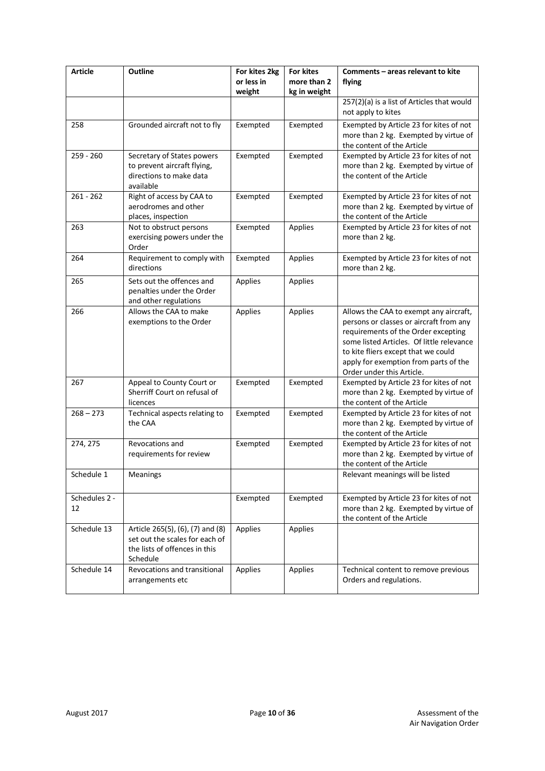| Article | Outline | For kites 2kg or less in weight | For kites more than 2 kg in weight | Comments – areas relevant to kite flying |
|---|---|---|---|---|
| | | | | 257(2)(a) is a list of Articles that would not apply to kites |
| 258 | Grounded aircraft not to fly | Exempted | Exempted | Exempted by Article 23 for kites of not more than 2 kg. Exempted by virtue of the content of the Article |
| 259 - 260 | Secretary of States powers to prevent aircraft flying, directions to make data available | Exempted | Exempted | Exempted by Article 23 for kites of not more than 2 kg. Exempted by virtue of the content of the Article |
| 261 - 262 | Right of access by CAA to aerodromes and other places, inspection | Exempted | Exempted | Exempted by Article 23 for kites of not more than 2 kg. Exempted by virtue of the content of the Article |
| 263 | Not to obstruct persons exercising powers under the Order | Exempted | Applies | Exempted by Article 23 for kites of not more than 2 kg. |
| 264 | Requirement to comply with directions | Exempted | Applies | Exempted by Article 23 for kites of not more than 2 kg. |
| 265 | Sets out the offences and penalties under the Order and other regulations | Applies | Applies | |
| 266 | Allows the CAA to make exemptions to the Order | Applies | Applies | Allows the CAA to exempt any aircraft, persons or classes or aircraft from any requirements of the Order excepting some listed Articles. Of little relevance to kite fliers except that we could apply for exemption from parts of the Order under this Article. |
| 267 | Appeal to County Court or Sherriff Court on refusal of licences | Exempted | Exempted | Exempted by Article 23 for kites of not more than 2 kg. Exempted by virtue of the content of the Article |
| 268 – 273 | Technical aspects relating to the CAA | Exempted | Exempted | Exempted by Article 23 for kites of not more than 2 kg. Exempted by virtue of the content of the Article |
| 274, 275 | Revocations and requirements for review | Exempted | Exempted | Exempted by Article 23 for kites of not more than 2 kg. Exempted by virtue of the content of the Article |
| Schedule 1 | Meanings | | | Relevant meanings will be listed |
| Schedules 2 - 12 | | Exempted | Exempted | Exempted by Article 23 for kites of not more than 2 kg. Exempted by virtue of the content of the Article |
| Schedule 13 | Article 265(5), (6), (7) and (8) set out the scales for each of the lists of offences in this Schedule | Applies | Applies | |
| Schedule 14 | Revocations and transitional arrangements etc | Applies | Applies | Technical content to remove previous Orders and regulations. |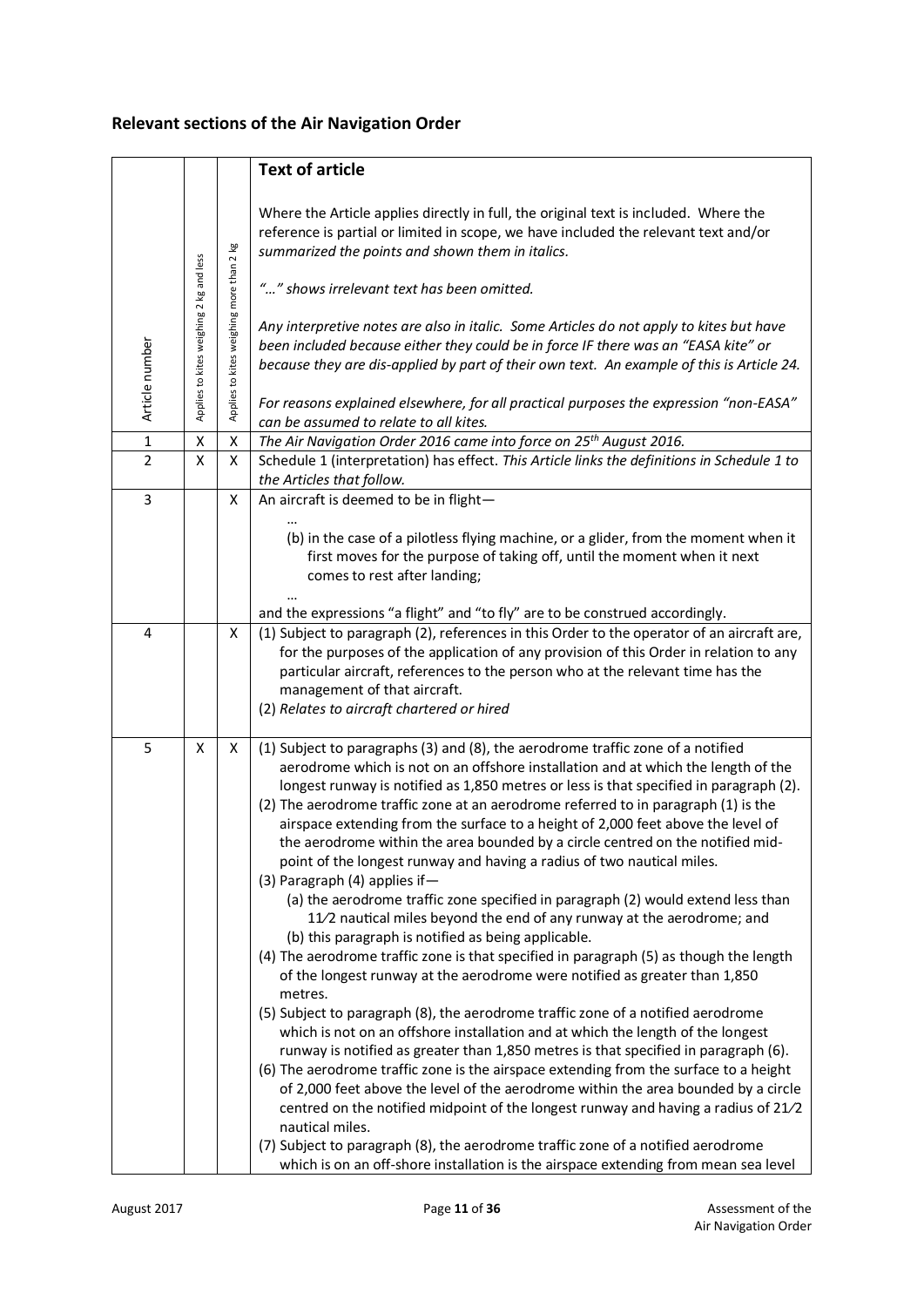## Relevant sections of the Air Navigation Order

| Article number | Applies to kites weighing 2 kg and less | Applies to kites weighing more than 2 kg | **Text of article**<br><br>*Where the Article applies directly in full, the original text is included. Where the reference is partial or limited in scope, we have included the relevant text and/or summarized the points and shown them in italics.*<br><br>*"…" shows irrelevant text has been omitted.*<br><br>*Any interpretive notes are also in italic. Some Articles do not apply to kites but have been included because either they could be in force IF there was an "EASA kite" or because they are dis-applied by part of their own text. An example of this is Article 24.*<br><br>*For reasons explained elsewhere, for all practical purposes the expression "non-EASA" can be assumed to relate to all kites.* |
|---|---|---|---|
| 1 | X | X | *The Air Navigation Order 2016 came into force on 25th August 2016.* |
| 2 | X | X | Schedule 1 (interpretation) has effect. *This Article links the definitions in Schedule 1 to the Articles that follow.* |
| 3 | | X | An aircraft is deemed to be in flight—<br>…<br>(b) in the case of a pilotless flying machine, or a glider, from the moment when it first moves for the purpose of taking off, until the moment when it next comes to rest after landing;<br>…<br>and the expressions "a flight" and "to fly" are to be construed accordingly. |
| 4 | | X | (1) Subject to paragraph (2), references in this Order to the operator of an aircraft are, for the purposes of the application of any provision of this Order in relation to any particular aircraft, references to the person who at the relevant time has the management of that aircraft.<br>(2) *Relates to aircraft chartered or hired* |
| 5 | X | X | (1) Subject to paragraphs (3) and (8), the aerodrome traffic zone of a notified aerodrome which is not on an offshore installation and at which the length of the longest runway is notified as 1,850 metres or less is that specified in paragraph (2).<br>(2) The aerodrome traffic zone at an aerodrome referred to in paragraph (1) is the airspace extending from the surface to a height of 2,000 feet above the level of the aerodrome within the area bounded by a circle centred on the notified mid-point of the longest runway and having a radius of two nautical miles.<br>(3) Paragraph (4) applies if—<br>(a) the aerodrome traffic zone specified in paragraph (2) would extend less than 1½ nautical miles beyond the end of any runway at the aerodrome; and<br>(b) this paragraph is notified as being applicable.<br>(4) The aerodrome traffic zone is that specified in paragraph (5) as though the length of the longest runway at the aerodrome were notified as greater than 1,850 metres.<br>(5) Subject to paragraph (8), the aerodrome traffic zone of a notified aerodrome which is not on an offshore installation and at which the length of the longest runway is notified as greater than 1,850 metres is that specified in paragraph (6).<br>(6) The aerodrome traffic zone is the airspace extending from the surface to a height of 2,000 feet above the level of the aerodrome within the area bounded by a circle centred on the notified midpoint of the longest runway and having a radius of 2½ nautical miles.<br>(7) Subject to paragraph (8), the aerodrome traffic zone of a notified aerodrome which is on an off-shore installation is the airspace extending from mean sea level |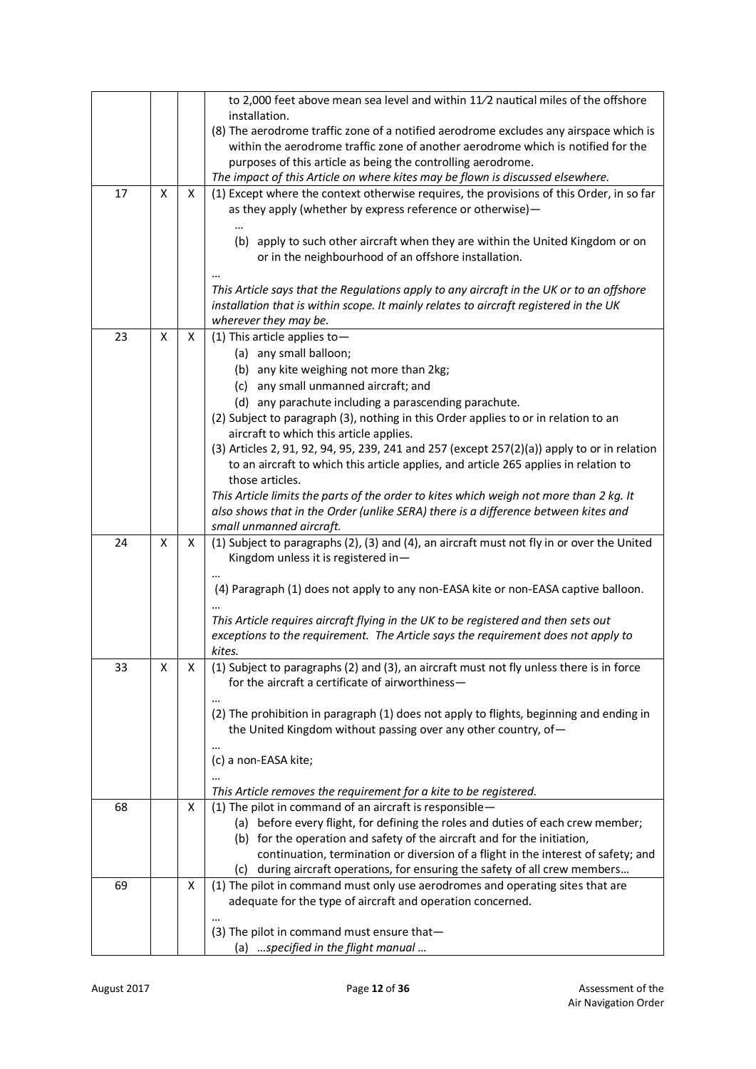|  |  |  |  |
|---|---|---|---|
|  |  |  | to 2,000 feet above mean sea level and within 1½ nautical miles of the offshore installation.<br>(8) The aerodrome traffic zone of a notified aerodrome excludes any airspace which is within the aerodrome traffic zone of another aerodrome which is notified for the purposes of this article as being the controlling aerodrome.<br>*The impact of this Article on where kites may be flown is discussed elsewhere.* |
| 17 | X | X | (1) Except where the context otherwise requires, the provisions of this Order, in so far as they apply (whether by express reference or otherwise)—<br>…<br>(b) apply to such other aircraft when they are within the United Kingdom or on or in the neighbourhood of an offshore installation.<br>…<br>*This Article says that the Regulations apply to any aircraft in the UK or to an offshore installation that is within scope. It mainly relates to aircraft registered in the UK wherever they may be.* |
| 23 | X | X | (1) This article applies to—<br>(a) any small balloon;<br>(b) any kite weighing not more than 2kg;<br>(c) any small unmanned aircraft; and<br>(d) any parachute including a parascending parachute.<br>(2) Subject to paragraph (3), nothing in this Order applies to or in relation to an aircraft to which this article applies.<br>(3) Articles 2, 91, 92, 94, 95, 239, 241 and 257 (except 257(2)(a)) apply to or in relation to an aircraft to which this article applies, and article 265 applies in relation to those articles.<br>*This Article limits the parts of the order to kites which weigh not more than 2 kg. It also shows that in the Order (unlike SERA) there is a difference between kites and small unmanned aircraft.* |
| 24 | X | X | (1) Subject to paragraphs (2), (3) and (4), an aircraft must not fly in or over the United Kingdom unless it is registered in—<br>…<br>(4) Paragraph (1) does not apply to any non-EASA kite or non-EASA captive balloon.<br>…<br>*This Article requires aircraft flying in the UK to be registered and then sets out exceptions to the requirement. The Article says the requirement does not apply to kites.* |
| 33 | X | X | (1) Subject to paragraphs (2) and (3), an aircraft must not fly unless there is in force for the aircraft a certificate of airworthiness—<br>…<br>(2) The prohibition in paragraph (1) does not apply to flights, beginning and ending in the United Kingdom without passing over any other country, of—<br>…<br>(c) a non-EASA kite;<br>…<br>*This Article removes the requirement for a kite to be registered.* |
| 68 |  | X | (1) The pilot in command of an aircraft is responsible—<br>(a) before every flight, for defining the roles and duties of each crew member;<br>(b) for the operation and safety of the aircraft and for the initiation, continuation, termination or diversion of a flight in the interest of safety; and<br>(c) during aircraft operations, for ensuring the safety of all crew members… |
| 69 |  | X | (1) The pilot in command must only use aerodromes and operating sites that are adequate for the type of aircraft and operation concerned.<br>…<br>(3) The pilot in command must ensure that—<br>(a) *…specified in the flight manual …* |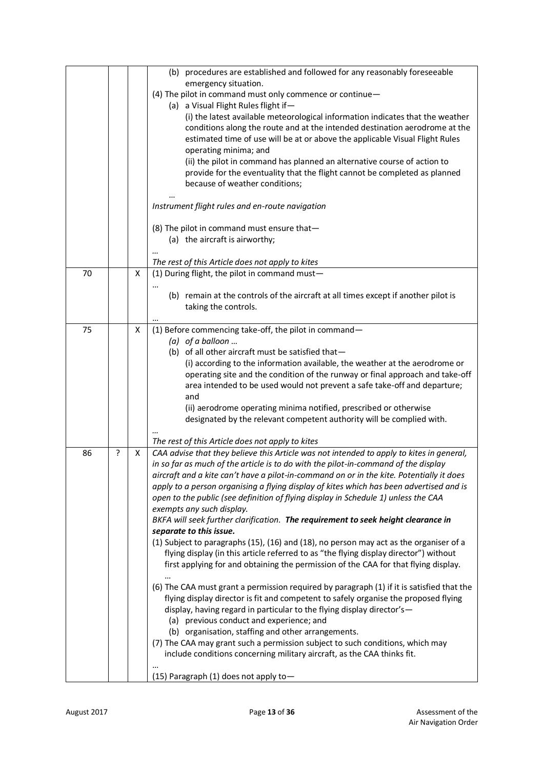| | | | |
|---|---|---|---|
| | | | (b) procedures are established and followed for any reasonably foreseeable emergency situation.<br>(4) The pilot in command must only commence or continue—<br>(a) a Visual Flight Rules flight if—<br>(i) the latest available meteorological information indicates that the weather conditions along the route and at the intended destination aerodrome at the estimated time of use will be at or above the applicable Visual Flight Rules operating minima; and<br>(ii) the pilot in command has planned an alternative course of action to provide for the eventuality that the flight cannot be completed as planned because of weather conditions;<br>…<br>*Instrument flight rules and en-route navigation*<br><br>(8) The pilot in command must ensure that—<br>(a) the aircraft is airworthy;<br>…<br>*The rest of this Article does not apply to kites* |
| 70 | | X | (1) During flight, the pilot in command must—<br>…<br>(b) remain at the controls of the aircraft at all times except if another pilot is taking the controls.<br>… |
| 75 | | X | (1) Before commencing take-off, the pilot in command—<br>*(a) of a balloon …*<br>(b) of all other aircraft must be satisfied that—<br>(i) according to the information available, the weather at the aerodrome or operating site and the condition of the runway or final approach and take-off area intended to be used would not prevent a safe take-off and departure; and<br>(ii) aerodrome operating minima notified, prescribed or otherwise designated by the relevant competent authority will be complied with.<br>…<br>*The rest of this Article does not apply to kites* |
| 86 | ? | X | *CAA advise that they believe this Article was not intended to apply to kites in general, in so far as much of the article is to do with the pilot-in-command of the display aircraft and a kite can't have a pilot-in-command on or in the kite. Potentially it does apply to a person organising a flying display of kites which has been advertised and is open to the public (see definition of flying display in Schedule 1) unless the CAA exempts any such display.*<br>*BKFA will seek further clarification.* ***The requirement to seek height clearance in separate to this issue.***<br>(1) Subject to paragraphs (15), (16) and (18), no person may act as the organiser of a flying display (in this article referred to as "the flying display director") without first applying for and obtaining the permission of the CAA for that flying display.<br>…<br>(6) The CAA must grant a permission required by paragraph (1) if it is satisfied that the flying display director is fit and competent to safely organise the proposed flying display, having regard in particular to the flying display director's—<br>(a) previous conduct and experience; and<br>(b) organisation, staffing and other arrangements.<br>(7) The CAA may grant such a permission subject to such conditions, which may include conditions concerning military aircraft, as the CAA thinks fit.<br>…<br>(15) Paragraph (1) does not apply to— |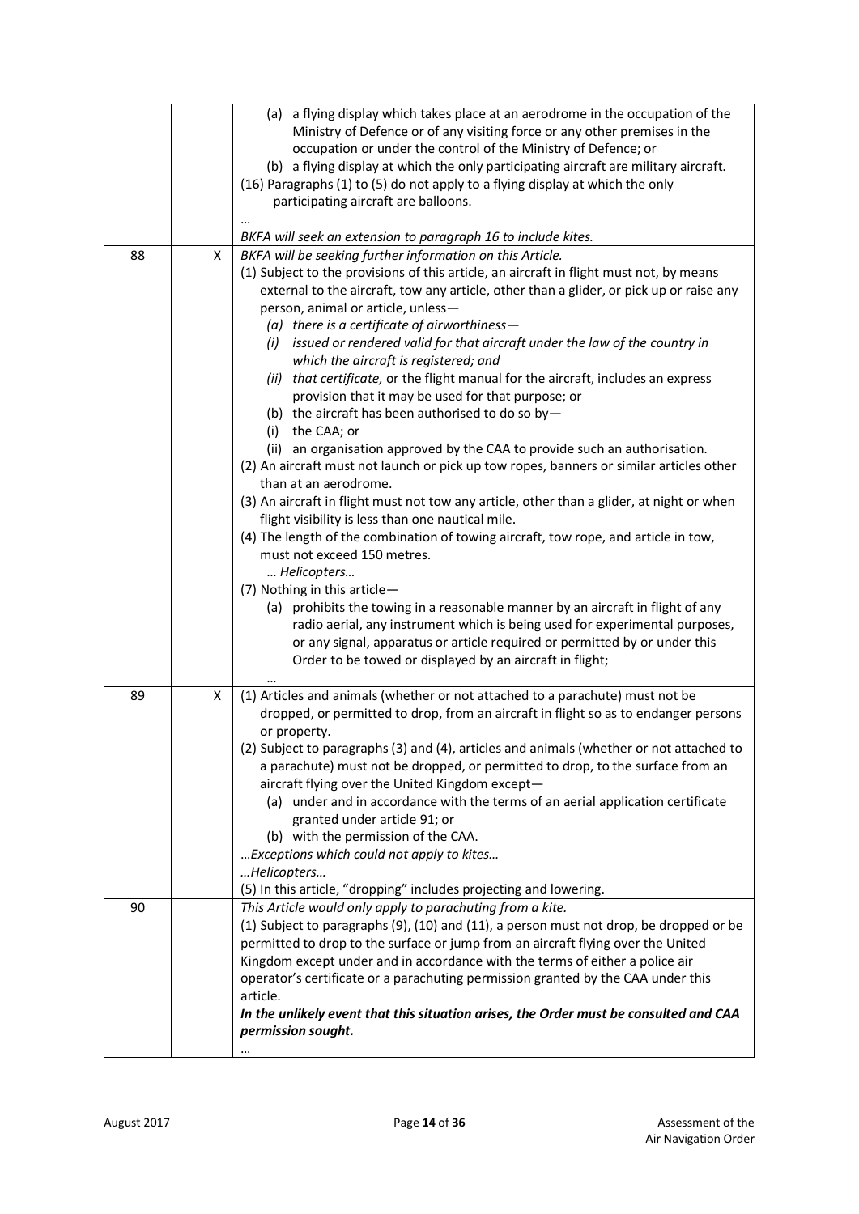| | | | |
|---|---|---|---|
| | | | (a) a flying display which takes place at an aerodrome in the occupation of the Ministry of Defence or of any visiting force or any other premises in the occupation or under the control of the Ministry of Defence; or<br>(b) a flying display at which the only participating aircraft are military aircraft.<br>(16) Paragraphs (1) to (5) do not apply to a flying display at which the only participating aircraft are balloons.<br>…<br>*BKFA will seek an extension to paragraph 16 to include kites.* |
| 88 | | X | *BKFA will be seeking further information on this Article.*<br>(1) Subject to the provisions of this article, an aircraft in flight must not, by means external to the aircraft, tow any article, other than a glider, or pick up or raise any person, animal or article, unless—<br>*(a) there is a certificate of airworthiness—*<br>*(i) issued or rendered valid for that aircraft under the law of the country in which the aircraft is registered; and*<br>*(ii) that certificate,* or the flight manual for the aircraft, includes an express provision that it may be used for that purpose; or<br>(b) the aircraft has been authorised to do so by—<br>(i) the CAA; or<br>(ii) an organisation approved by the CAA to provide such an authorisation.<br>(2) An aircraft must not launch or pick up tow ropes, banners or similar articles other than at an aerodrome.<br>(3) An aircraft in flight must not tow any article, other than a glider, at night or when flight visibility is less than one nautical mile.<br>(4) The length of the combination of towing aircraft, tow rope, and article in tow, must not exceed 150 metres.<br>*… Helicopters…*<br>(7) Nothing in this article—<br>(a) prohibits the towing in a reasonable manner by an aircraft in flight of any radio aerial, any instrument which is being used for experimental purposes, or any signal, apparatus or article required or permitted by or under this Order to be towed or displayed by an aircraft in flight;<br>… |
| 89 | | X | (1) Articles and animals (whether or not attached to a parachute) must not be dropped, or permitted to drop, from an aircraft in flight so as to endanger persons or property.<br>(2) Subject to paragraphs (3) and (4), articles and animals (whether or not attached to a parachute) must not be dropped, or permitted to drop, to the surface from an aircraft flying over the United Kingdom except—<br>(a) under and in accordance with the terms of an aerial application certificate granted under article 91; or<br>(b) with the permission of the CAA.<br>*…Exceptions which could not apply to kites…*<br>*…Helicopters…*<br>(5) In this article, "dropping" includes projecting and lowering. |
| 90 | | | *This Article would only apply to parachuting from a kite.*<br>(1) Subject to paragraphs (9), (10) and (11), a person must not drop, be dropped or be permitted to drop to the surface or jump from an aircraft flying over the United Kingdom except under and in accordance with the terms of either a police air operator's certificate or a parachuting permission granted by the CAA under this article.<br>***In the unlikely event that this situation arises, the Order must be consulted and CAA permission sought.***<br>… |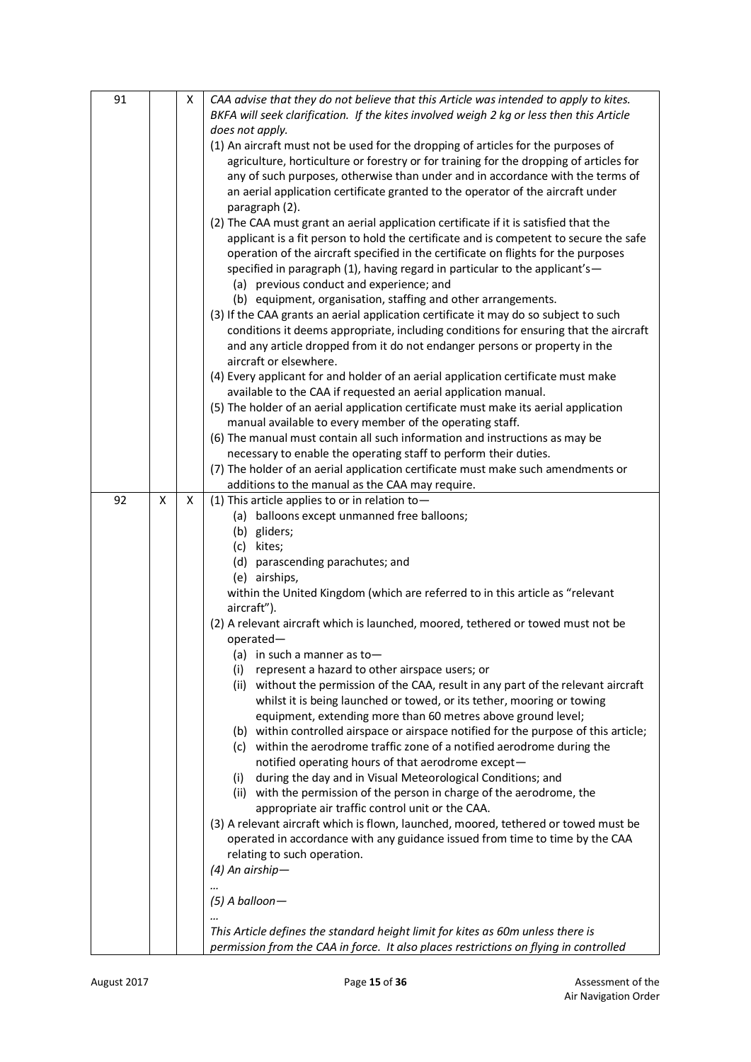| | | | |
|---|---|---|---|
| 91 | | X | *CAA advise that they do not believe that this Article was intended to apply to kites. BKFA will seek clarification. If the kites involved weigh 2 kg or less then this Article does not apply.*<br>(1) An aircraft must not be used for the dropping of articles for the purposes of agriculture, horticulture or forestry or for training for the dropping of articles for any of such purposes, otherwise than under and in accordance with the terms of an aerial application certificate granted to the operator of the aircraft under paragraph (2).<br>(2) The CAA must grant an aerial application certificate if it is satisfied that the applicant is a fit person to hold the certificate and is competent to secure the safe operation of the aircraft specified in the certificate on flights for the purposes specified in paragraph (1), having regard in particular to the applicant's—<br>(a) previous conduct and experience; and<br>(b) equipment, organisation, staffing and other arrangements.<br>(3) If the CAA grants an aerial application certificate it may do so subject to such conditions it deems appropriate, including conditions for ensuring that the aircraft and any article dropped from it do not endanger persons or property in the aircraft or elsewhere.<br>(4) Every applicant for and holder of an aerial application certificate must make available to the CAA if requested an aerial application manual.<br>(5) The holder of an aerial application certificate must make its aerial application manual available to every member of the operating staff.<br>(6) The manual must contain all such information and instructions as may be necessary to enable the operating staff to perform their duties.<br>(7) The holder of an aerial application certificate must make such amendments or additions to the manual as the CAA may require. |
| 92 | X | X | (1) This article applies to or in relation to—<br>(a) balloons except unmanned free balloons;<br>(b) gliders;<br>(c) kites;<br>(d) parascending parachutes; and<br>(e) airships,<br>within the United Kingdom (which are referred to in this article as "relevant aircraft").<br>(2) A relevant aircraft which is launched, moored, tethered or towed must not be operated—<br>(a) in such a manner as to—<br>(i) represent a hazard to other airspace users; or<br>(ii) without the permission of the CAA, result in any part of the relevant aircraft whilst it is being launched or towed, or its tether, mooring or towing equipment, extending more than 60 metres above ground level;<br>(b) within controlled airspace or airspace notified for the purpose of this article;<br>(c) within the aerodrome traffic zone of a notified aerodrome during the notified operating hours of that aerodrome except—<br>(i) during the day and in Visual Meteorological Conditions; and<br>(ii) with the permission of the person in charge of the aerodrome, the appropriate air traffic control unit or the CAA.<br>(3) A relevant aircraft which is flown, launched, moored, tethered or towed must be operated in accordance with any guidance issued from time to time by the CAA relating to such operation.<br>*(4) An airship—*<br>*…*<br>*(5) A balloon—*<br>*…*<br>*This Article defines the standard height limit for kites as 60m unless there is permission from the CAA in force. It also places restrictions on flying in controlled* |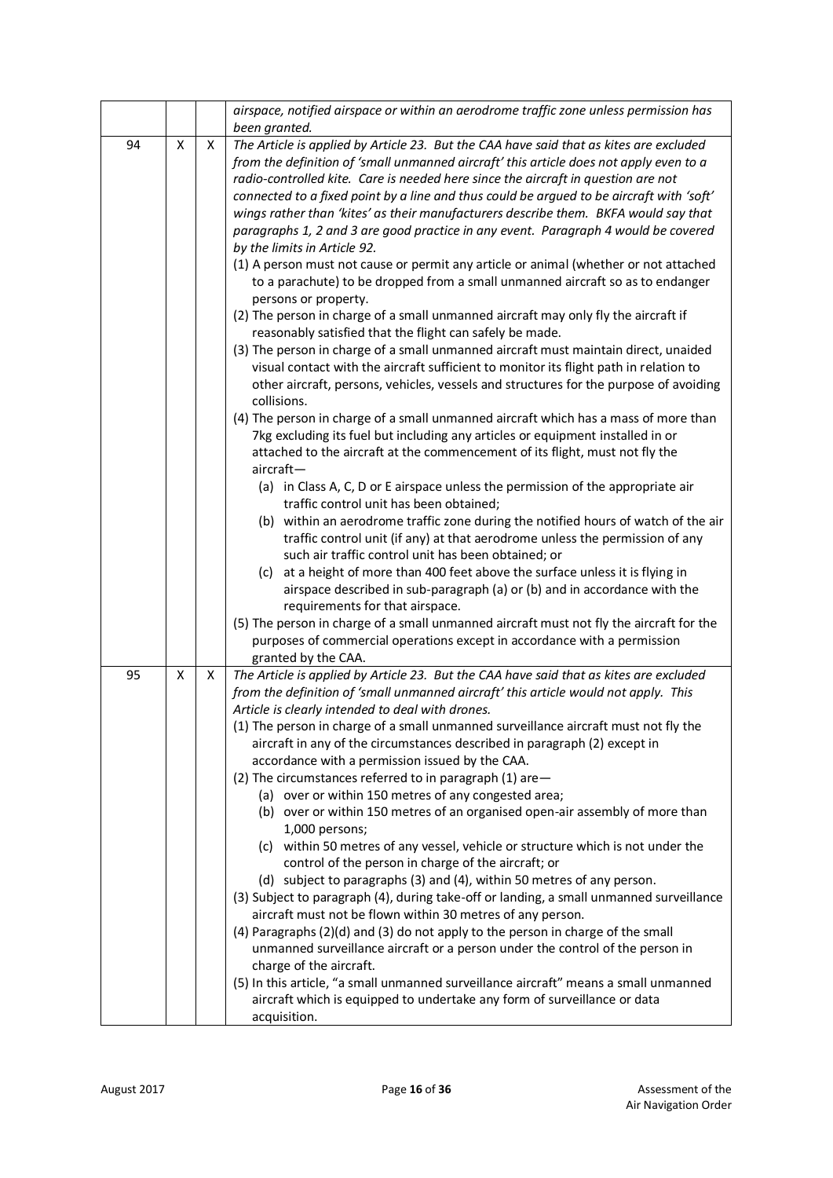| | | | |
|---|---|---|---|
| | | | *airspace, notified airspace or within an aerodrome traffic zone unless permission has been granted.* |
| 94 | X | X | *The Article is applied by Article 23. But the CAA have said that as kites are excluded from the definition of 'small unmanned aircraft' this article does not apply even to a radio-controlled kite. Care is needed here since the aircraft in question are not connected to a fixed point by a line and thus could be argued to be aircraft with 'soft' wings rather than 'kites' as their manufacturers describe them. BKFA would say that paragraphs 1, 2 and 3 are good practice in any event. Paragraph 4 would be covered by the limits in Article 92.*<br>(1) A person must not cause or permit any article or animal (whether or not attached to a parachute) to be dropped from a small unmanned aircraft so as to endanger persons or property.<br>(2) The person in charge of a small unmanned aircraft may only fly the aircraft if reasonably satisfied that the flight can safely be made.<br>(3) The person in charge of a small unmanned aircraft must maintain direct, unaided visual contact with the aircraft sufficient to monitor its flight path in relation to other aircraft, persons, vehicles, vessels and structures for the purpose of avoiding collisions.<br>(4) The person in charge of a small unmanned aircraft which has a mass of more than 7kg excluding its fuel but including any articles or equipment installed in or attached to the aircraft at the commencement of its flight, must not fly the aircraft—<br>(a) in Class A, C, D or E airspace unless the permission of the appropriate air traffic control unit has been obtained;<br>(b) within an aerodrome traffic zone during the notified hours of watch of the air traffic control unit (if any) at that aerodrome unless the permission of any such air traffic control unit has been obtained; or<br>(c) at a height of more than 400 feet above the surface unless it is flying in airspace described in sub-paragraph (a) or (b) and in accordance with the requirements for that airspace.<br>(5) The person in charge of a small unmanned aircraft must not fly the aircraft for the purposes of commercial operations except in accordance with a permission granted by the CAA. |
| 95 | X | X | *The Article is applied by Article 23. But the CAA have said that as kites are excluded from the definition of 'small unmanned aircraft' this article would not apply. This Article is clearly intended to deal with drones.*<br>(1) The person in charge of a small unmanned surveillance aircraft must not fly the aircraft in any of the circumstances described in paragraph (2) except in accordance with a permission issued by the CAA.<br>(2) The circumstances referred to in paragraph (1) are—<br>(a) over or within 150 metres of any congested area;<br>(b) over or within 150 metres of an organised open-air assembly of more than 1,000 persons;<br>(c) within 50 metres of any vessel, vehicle or structure which is not under the control of the person in charge of the aircraft; or<br>(d) subject to paragraphs (3) and (4), within 50 metres of any person.<br>(3) Subject to paragraph (4), during take-off or landing, a small unmanned surveillance aircraft must not be flown within 30 metres of any person.<br>(4) Paragraphs (2)(d) and (3) do not apply to the person in charge of the small unmanned surveillance aircraft or a person under the control of the person in charge of the aircraft.<br>(5) In this article, "a small unmanned surveillance aircraft" means a small unmanned aircraft which is equipped to undertake any form of surveillance or data acquisition. |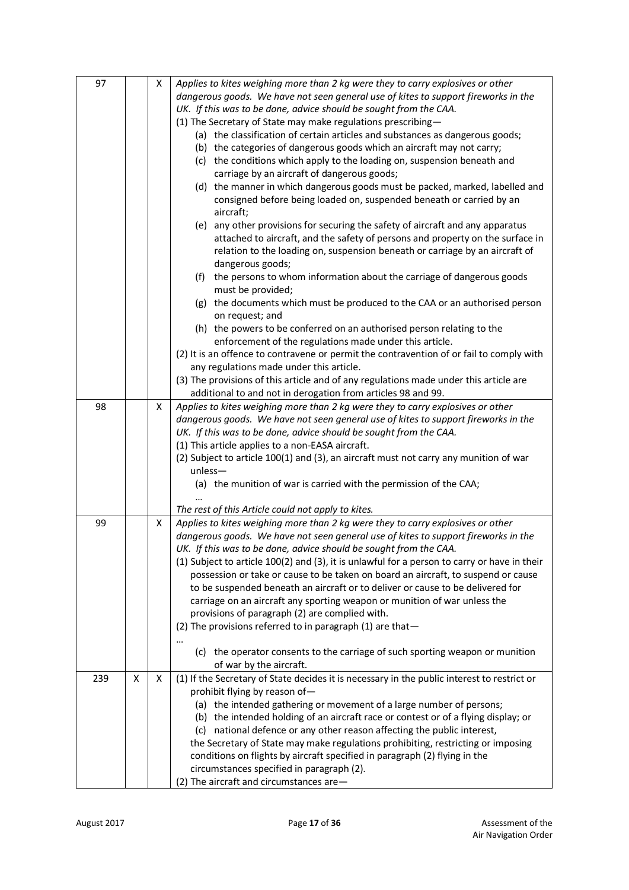| 97 | | X | *Applies to kites weighing more than 2 kg were they to carry explosives or other dangerous goods. We have not seen general use of kites to support fireworks in the UK. If this was to be done, advice should be sought from the CAA.*<br>(1) The Secretary of State may make regulations prescribing—<br>(a) the classification of certain articles and substances as dangerous goods;<br>(b) the categories of dangerous goods which an aircraft may not carry;<br>(c) the conditions which apply to the loading on, suspension beneath and carriage by an aircraft of dangerous goods;<br>(d) the manner in which dangerous goods must be packed, marked, labelled and consigned before being loaded on, suspended beneath or carried by an aircraft;<br>(e) any other provisions for securing the safety of aircraft and any apparatus attached to aircraft, and the safety of persons and property on the surface in relation to the loading on, suspension beneath or carriage by an aircraft of dangerous goods;<br>(f) the persons to whom information about the carriage of dangerous goods must be provided;<br>(g) the documents which must be produced to the CAA or an authorised person on request; and<br>(h) the powers to be conferred on an authorised person relating to the enforcement of the regulations made under this article.<br>(2) It is an offence to contravene or permit the contravention of or fail to comply with any regulations made under this article.<br>(3) The provisions of this article and of any regulations made under this article are additional to and not in derogation from articles 98 and 99. |
|---|---|---|---|
| 98 | | X | *Applies to kites weighing more than 2 kg were they to carry explosives or other dangerous goods. We have not seen general use of kites to support fireworks in the UK. If this was to be done, advice should be sought from the CAA.*<br>(1) This article applies to a non-EASA aircraft.<br>(2) Subject to article 100(1) and (3), an aircraft must not carry any munition of war unless—<br>(a) the munition of war is carried with the permission of the CAA;<br>…<br>*The rest of this Article could not apply to kites.* |
| 99 | | X | *Applies to kites weighing more than 2 kg were they to carry explosives or other dangerous goods. We have not seen general use of kites to support fireworks in the UK. If this was to be done, advice should be sought from the CAA.*<br>(1) Subject to article 100(2) and (3), it is unlawful for a person to carry or have in their possession or take or cause to be taken on board an aircraft, to suspend or cause to be suspended beneath an aircraft or to deliver or cause to be delivered for carriage on an aircraft any sporting weapon or munition of war unless the provisions of paragraph (2) are complied with.<br>(2) The provisions referred to in paragraph (1) are that—<br>…<br>(c) the operator consents to the carriage of such sporting weapon or munition of war by the aircraft. |
| 239 | X | X | (1) If the Secretary of State decides it is necessary in the public interest to restrict or prohibit flying by reason of—<br>(a) the intended gathering or movement of a large number of persons;<br>(b) the intended holding of an aircraft race or contest or of a flying display; or<br>(c) national defence or any other reason affecting the public interest,<br>the Secretary of State may make regulations prohibiting, restricting or imposing conditions on flights by aircraft specified in paragraph (2) flying in the circumstances specified in paragraph (2).<br>(2) The aircraft and circumstances are— |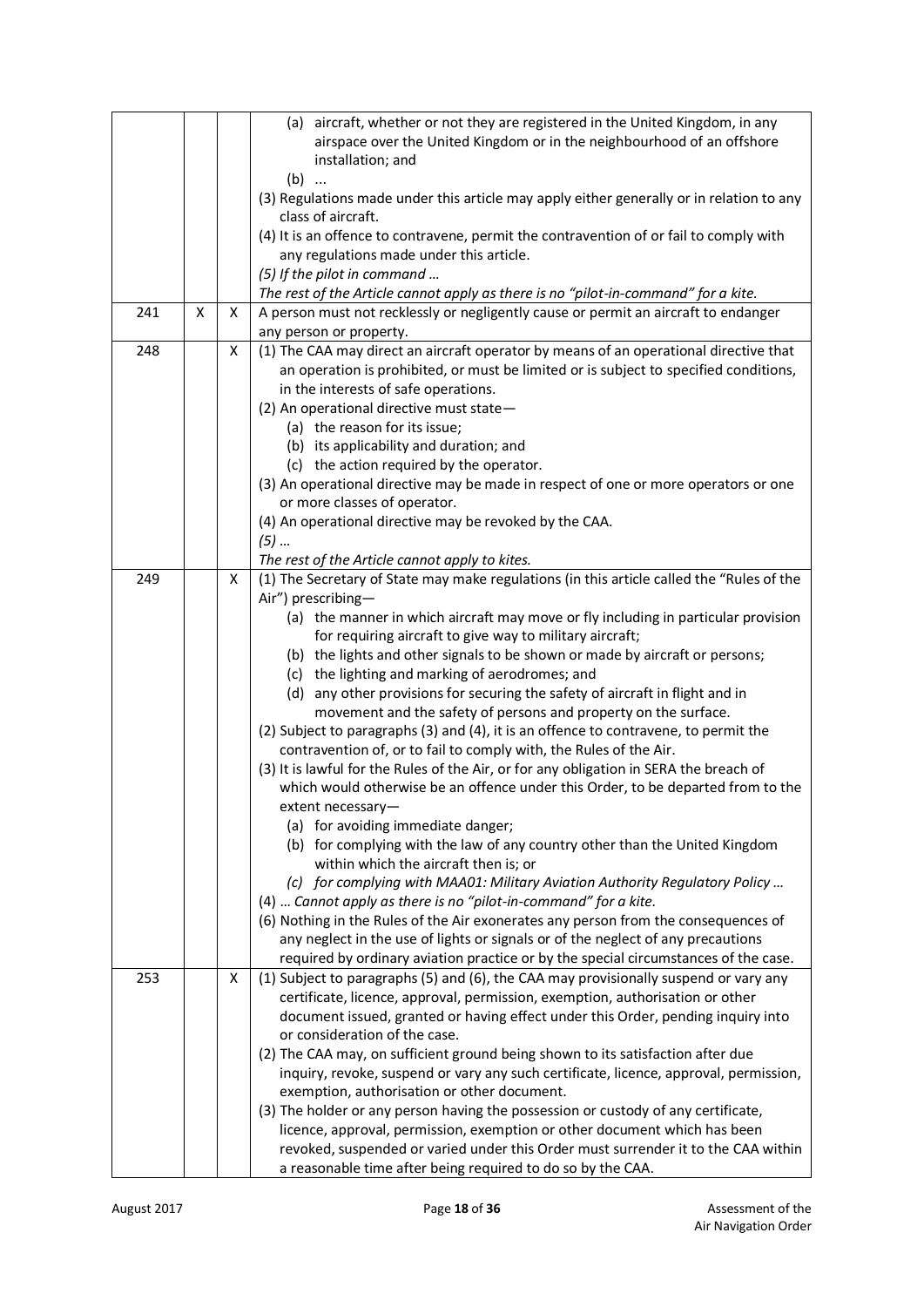| | | | |
|---|---|---|---|
| | | | (a) aircraft, whether or not they are registered in the United Kingdom, in any airspace over the United Kingdom or in the neighbourhood of an offshore installation; and<br>(b) ...<br>(3) Regulations made under this article may apply either generally or in relation to any class of aircraft.<br>(4) It is an offence to contravene, permit the contravention of or fail to comply with any regulations made under this article.<br>*(5) If the pilot in command …*<br>*The rest of the Article cannot apply as there is no "pilot-in-command" for a kite.* |
| 241 | X | X | A person must not recklessly or negligently cause or permit an aircraft to endanger any person or property. |
| 248 | | X | (1) The CAA may direct an aircraft operator by means of an operational directive that an operation is prohibited, or must be limited or is subject to specified conditions, in the interests of safe operations.<br>(2) An operational directive must state—<br>(a) the reason for its issue;<br>(b) its applicability and duration; and<br>(c) the action required by the operator.<br>(3) An operational directive may be made in respect of one or more operators or one or more classes of operator.<br>(4) An operational directive may be revoked by the CAA.<br>*(5) …*<br>*The rest of the Article cannot apply to kites.* |
| 249 | | X | (1) The Secretary of State may make regulations (in this article called the "Rules of the Air") prescribing—<br>(a) the manner in which aircraft may move or fly including in particular provision for requiring aircraft to give way to military aircraft;<br>(b) the lights and other signals to be shown or made by aircraft or persons;<br>(c) the lighting and marking of aerodromes; and<br>(d) any other provisions for securing the safety of aircraft in flight and in movement and the safety of persons and property on the surface.<br>(2) Subject to paragraphs (3) and (4), it is an offence to contravene, to permit the contravention of, or to fail to comply with, the Rules of the Air.<br>(3) It is lawful for the Rules of the Air, or for any obligation in SERA the breach of which would otherwise be an offence under this Order, to be departed from to the extent necessary—<br>(a) for avoiding immediate danger;<br>(b) for complying with the law of any country other than the United Kingdom within which the aircraft then is; or<br>*(c) for complying with MAA01: Military Aviation Authority Regulatory Policy …*<br>(4) … *Cannot apply as there is no "pilot-in-command" for a kite.*<br>(6) Nothing in the Rules of the Air exonerates any person from the consequences of any neglect in the use of lights or signals or of the neglect of any precautions required by ordinary aviation practice or by the special circumstances of the case. |
| 253 | | X | (1) Subject to paragraphs (5) and (6), the CAA may provisionally suspend or vary any certificate, licence, approval, permission, exemption, authorisation or other document issued, granted or having effect under this Order, pending inquiry into or consideration of the case.<br>(2) The CAA may, on sufficient ground being shown to its satisfaction after due inquiry, revoke, suspend or vary any such certificate, licence, approval, permission, exemption, authorisation or other document.<br>(3) The holder or any person having the possession or custody of any certificate, licence, approval, permission, exemption or other document which has been revoked, suspended or varied under this Order must surrender it to the CAA within a reasonable time after being required to do so by the CAA. |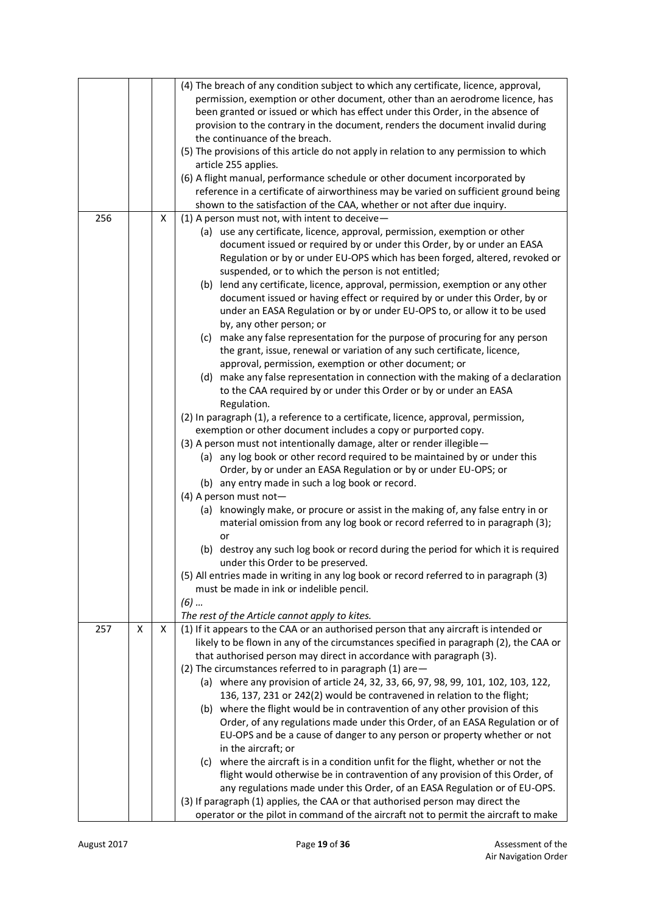| | | | |
|---|---|---|---|
| | | | (4) The breach of any condition subject to which any certificate, licence, approval, permission, exemption or other document, other than an aerodrome licence, has been granted or issued or which has effect under this Order, in the absence of provision to the contrary in the document, renders the document invalid during the continuance of the breach.<br>(5) The provisions of this article do not apply in relation to any permission to which article 255 applies.<br>(6) A flight manual, performance schedule or other document incorporated by reference in a certificate of airworthiness may be varied on sufficient ground being shown to the satisfaction of the CAA, whether or not after due inquiry. |
| 256 | | X | (1) A person must not, with intent to deceive—<br>(a) use any certificate, licence, approval, permission, exemption or other document issued or required by or under this Order, by or under an EASA Regulation or by or under EU-OPS which has been forged, altered, revoked or suspended, or to which the person is not entitled;<br>(b) lend any certificate, licence, approval, permission, exemption or any other document issued or having effect or required by or under this Order, by or under an EASA Regulation or by or under EU-OPS to, or allow it to be used by, any other person; or<br>(c) make any false representation for the purpose of procuring for any person the grant, issue, renewal or variation of any such certificate, licence, approval, permission, exemption or other document; or<br>(d) make any false representation in connection with the making of a declaration to the CAA required by or under this Order or by or under an EASA Regulation.<br>(2) In paragraph (1), a reference to a certificate, licence, approval, permission, exemption or other document includes a copy or purported copy.<br>(3) A person must not intentionally damage, alter or render illegible—<br>(a) any log book or other record required to be maintained by or under this Order, by or under an EASA Regulation or by or under EU-OPS; or<br>(b) any entry made in such a log book or record.<br>(4) A person must not—<br>(a) knowingly make, or procure or assist in the making of, any false entry in or material omission from any log book or record referred to in paragraph (3); or<br>(b) destroy any such log book or record during the period for which it is required under this Order to be preserved.<br>(5) All entries made in writing in any log book or record referred to in paragraph (3) must be made in ink or indelible pencil.<br>*(6) …*<br>*The rest of the Article cannot apply to kites.* |
| 257 | X | X | (1) If it appears to the CAA or an authorised person that any aircraft is intended or likely to be flown in any of the circumstances specified in paragraph (2), the CAA or that authorised person may direct in accordance with paragraph (3).<br>(2) The circumstances referred to in paragraph (1) are—<br>(a) where any provision of article 24, 32, 33, 66, 97, 98, 99, 101, 102, 103, 122, 136, 137, 231 or 242(2) would be contravened in relation to the flight;<br>(b) where the flight would be in contravention of any other provision of this Order, of any regulations made under this Order, of an EASA Regulation or of EU-OPS and be a cause of danger to any person or property whether or not in the aircraft; or<br>(c) where the aircraft is in a condition unfit for the flight, whether or not the flight would otherwise be in contravention of any provision of this Order, of any regulations made under this Order, of an EASA Regulation or of EU-OPS.<br>(3) If paragraph (1) applies, the CAA or that authorised person may direct the operator or the pilot in command of the aircraft not to permit the aircraft to make |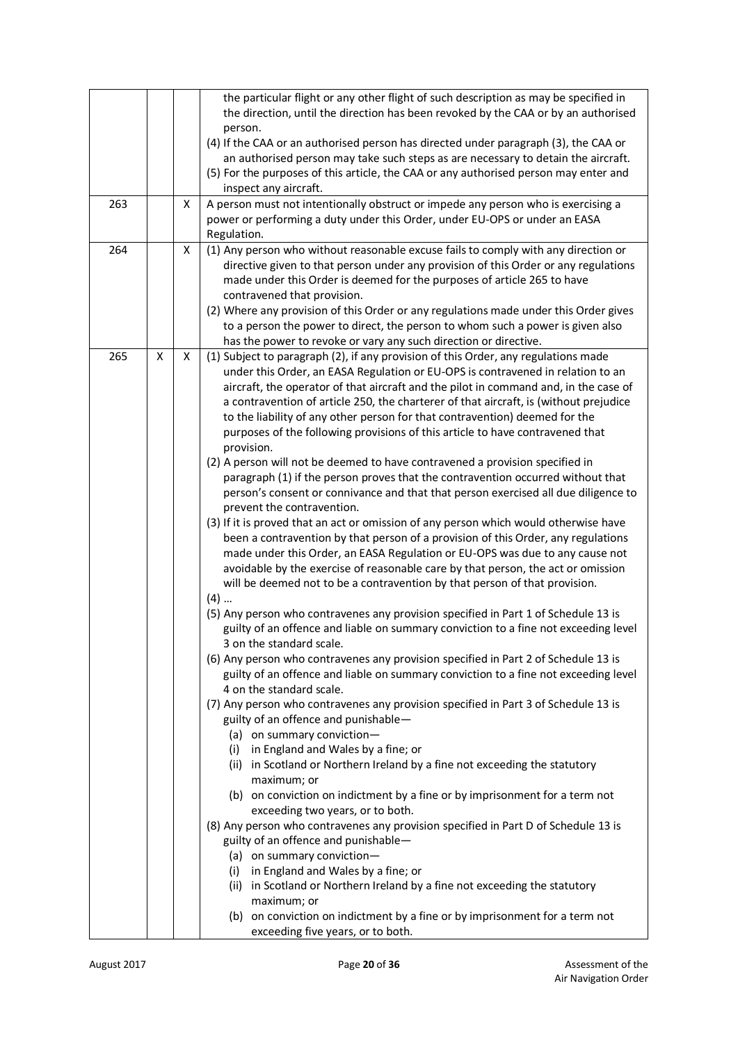| | | | |
|---|---|---|---|
| | | | the particular flight or any other flight of such description as may be specified in the direction, until the direction has been revoked by the CAA or by an authorised person.<br>(4) If the CAA or an authorised person has directed under paragraph (3), the CAA or an authorised person may take such steps as are necessary to detain the aircraft.<br>(5) For the purposes of this article, the CAA or any authorised person may enter and inspect any aircraft. |
| 263 | | X | A person must not intentionally obstruct or impede any person who is exercising a power or performing a duty under this Order, under EU-OPS or under an EASA Regulation. |
| 264 | | X | (1) Any person who without reasonable excuse fails to comply with any direction or directive given to that person under any provision of this Order or any regulations made under this Order is deemed for the purposes of article 265 to have contravened that provision.<br>(2) Where any provision of this Order or any regulations made under this Order gives to a person the power to direct, the person to whom such a power is given also has the power to revoke or vary any such direction or directive. |
| 265 | X | X | (1) Subject to paragraph (2), if any provision of this Order, any regulations made under this Order, an EASA Regulation or EU-OPS is contravened in relation to an aircraft, the operator of that aircraft and the pilot in command and, in the case of a contravention of article 250, the charterer of that aircraft, is (without prejudice to the liability of any other person for that contravention) deemed for the purposes of the following provisions of this article to have contravened that provision.<br>(2) A person will not be deemed to have contravened a provision specified in paragraph (1) if the person proves that the contravention occurred without that person's consent or connivance and that that person exercised all due diligence to prevent the contravention.<br>(3) If it is proved that an act or omission of any person which would otherwise have been a contravention by that person of a provision of this Order, any regulations made under this Order, an EASA Regulation or EU-OPS was due to any cause not avoidable by the exercise of reasonable care by that person, the act or omission will be deemed not to be a contravention by that person of that provision.<br>(4) …<br>(5) Any person who contravenes any provision specified in Part 1 of Schedule 13 is guilty of an offence and liable on summary conviction to a fine not exceeding level 3 on the standard scale.<br>(6) Any person who contravenes any provision specified in Part 2 of Schedule 13 is guilty of an offence and liable on summary conviction to a fine not exceeding level 4 on the standard scale.<br>(7) Any person who contravenes any provision specified in Part 3 of Schedule 13 is guilty of an offence and punishable—<br>(a) on summary conviction—<br>(i) in England and Wales by a fine; or<br>(ii) in Scotland or Northern Ireland by a fine not exceeding the statutory maximum; or<br>(b) on conviction on indictment by a fine or by imprisonment for a term not exceeding two years, or to both.<br>(8) Any person who contravenes any provision specified in Part D of Schedule 13 is guilty of an offence and punishable—<br>(a) on summary conviction—<br>(i) in England and Wales by a fine; or<br>(ii) in Scotland or Northern Ireland by a fine not exceeding the statutory maximum; or<br>(b) on conviction on indictment by a fine or by imprisonment for a term not exceeding five years, or to both. |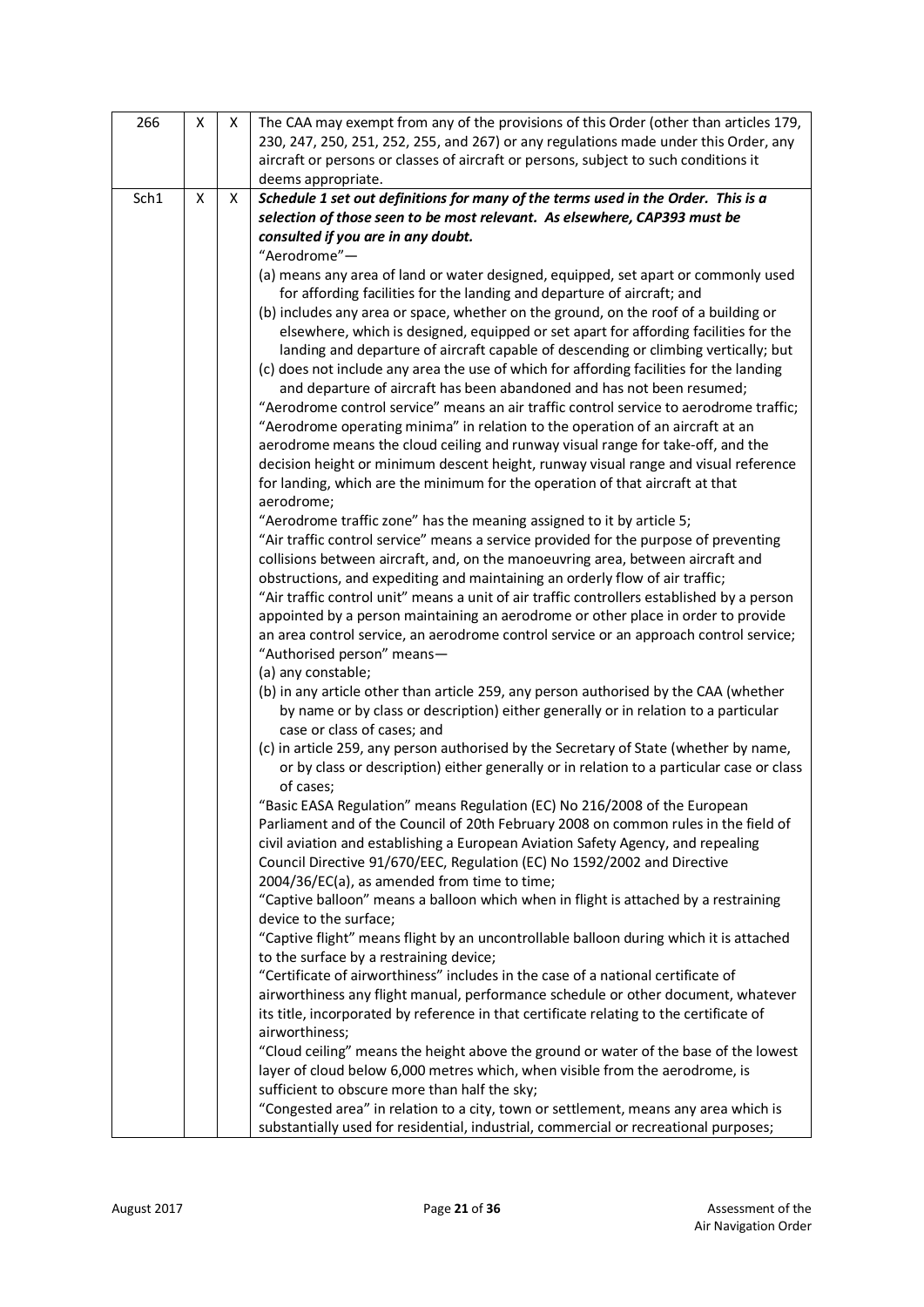| | | | |
|---|---|---|---|
| 266 | X | X | The CAA may exempt from any of the provisions of this Order (other than articles 179, 230, 247, 250, 251, 252, 255, and 267) or any regulations made under this Order, any aircraft or persons or classes of aircraft or persons, subject to such conditions it deems appropriate. |
| Sch1 | X | X | ***Schedule 1 set out definitions for many of the terms used in the Order. This is a selection of those seen to be most relevant. As elsewhere, CAP393 must be consulted if you are in any doubt.***<br>"Aerodrome"—<br>(a) means any area of land or water designed, equipped, set apart or commonly used for affording facilities for the landing and departure of aircraft; and<br>(b) includes any area or space, whether on the ground, on the roof of a building or elsewhere, which is designed, equipped or set apart for affording facilities for the landing and departure of aircraft capable of descending or climbing vertically; but<br>(c) does not include any area the use of which for affording facilities for the landing and departure of aircraft has been abandoned and has not been resumed;<br>"Aerodrome control service" means an air traffic control service to aerodrome traffic;<br>"Aerodrome operating minima" in relation to the operation of an aircraft at an aerodrome means the cloud ceiling and runway visual range for take-off, and the decision height or minimum descent height, runway visual range and visual reference for landing, which are the minimum for the operation of that aircraft at that aerodrome;<br>"Aerodrome traffic zone" has the meaning assigned to it by article 5;<br>"Air traffic control service" means a service provided for the purpose of preventing collisions between aircraft, and, on the manoeuvring area, between aircraft and obstructions, and expediting and maintaining an orderly flow of air traffic;<br>"Air traffic control unit" means a unit of air traffic controllers established by a person appointed by a person maintaining an aerodrome or other place in order to provide an area control service, an aerodrome control service or an approach control service;<br>"Authorised person" means—<br>(a) any constable;<br>(b) in any article other than article 259, any person authorised by the CAA (whether by name or by class or description) either generally or in relation to a particular case or class of cases; and<br>(c) in article 259, any person authorised by the Secretary of State (whether by name, or by class or description) either generally or in relation to a particular case or class of cases;<br>"Basic EASA Regulation" means Regulation (EC) No 216/2008 of the European Parliament and of the Council of 20th February 2008 on common rules in the field of civil aviation and establishing a European Aviation Safety Agency, and repealing Council Directive 91/670/EEC, Regulation (EC) No 1592/2002 and Directive 2004/36/EC(a), as amended from time to time;<br>"Captive balloon" means a balloon which when in flight is attached by a restraining device to the surface;<br>"Captive flight" means flight by an uncontrollable balloon during which it is attached to the surface by a restraining device;<br>"Certificate of airworthiness" includes in the case of a national certificate of airworthiness any flight manual, performance schedule or other document, whatever its title, incorporated by reference in that certificate relating to the certificate of airworthiness;<br>"Cloud ceiling" means the height above the ground or water of the base of the lowest layer of cloud below 6,000 metres which, when visible from the aerodrome, is sufficient to obscure more than half the sky;<br>"Congested area" in relation to a city, town or settlement, means any area which is substantially used for residential, industrial, commercial or recreational purposes; |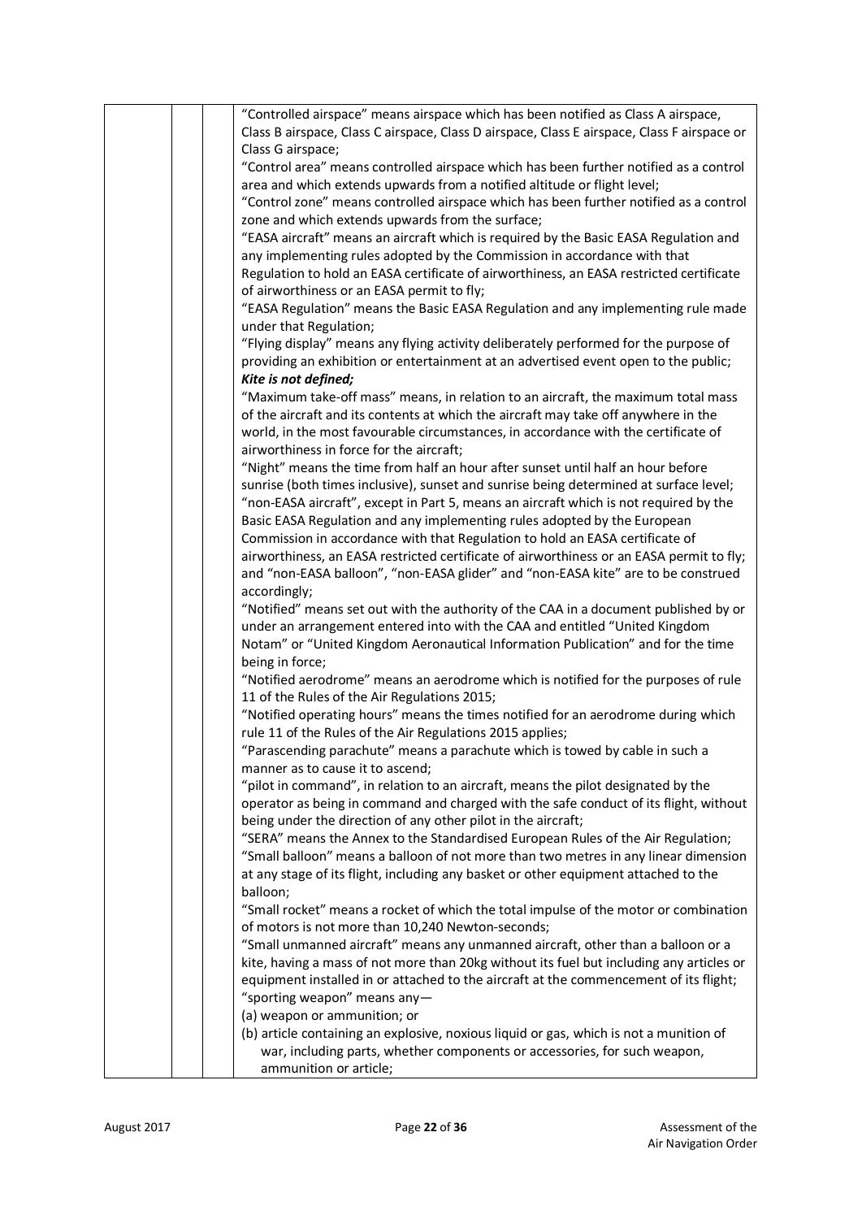| | | | |
|---|---|---|---|
| | | | "Controlled airspace" means airspace which has been notified as Class A airspace, Class B airspace, Class C airspace, Class D airspace, Class E airspace, Class F airspace or Class G airspace;<br>"Control area" means controlled airspace which has been further notified as a control area and which extends upwards from a notified altitude or flight level;<br>"Control zone" means controlled airspace which has been further notified as a control zone and which extends upwards from the surface;<br>"EASA aircraft" means an aircraft which is required by the Basic EASA Regulation and any implementing rules adopted by the Commission in accordance with that Regulation to hold an EASA certificate of airworthiness, an EASA restricted certificate of airworthiness or an EASA permit to fly;<br>"EASA Regulation" means the Basic EASA Regulation and any implementing rule made under that Regulation;<br>"Flying display" means any flying activity deliberately performed for the purpose of providing an exhibition or entertainment at an advertised event open to the public;<br>***Kite is not defined;***<br>"Maximum take-off mass" means, in relation to an aircraft, the maximum total mass of the aircraft and its contents at which the aircraft may take off anywhere in the world, in the most favourable circumstances, in accordance with the certificate of airworthiness in force for the aircraft;<br>"Night" means the time from half an hour after sunset until half an hour before sunrise (both times inclusive), sunset and sunrise being determined at surface level;<br>"non-EASA aircraft", except in Part 5, means an aircraft which is not required by the Basic EASA Regulation and any implementing rules adopted by the European Commission in accordance with that Regulation to hold an EASA certificate of airworthiness, an EASA restricted certificate of airworthiness or an EASA permit to fly; and "non-EASA balloon", "non-EASA glider" and "non-EASA kite" are to be construed accordingly;<br>"Notified" means set out with the authority of the CAA in a document published by or under an arrangement entered into with the CAA and entitled "United Kingdom Notam" or "United Kingdom Aeronautical Information Publication" and for the time being in force;<br>"Notified aerodrome" means an aerodrome which is notified for the purposes of rule 11 of the Rules of the Air Regulations 2015;<br>"Notified operating hours" means the times notified for an aerodrome during which rule 11 of the Rules of the Air Regulations 2015 applies;<br>"Parascending parachute" means a parachute which is towed by cable in such a manner as to cause it to ascend;<br>"pilot in command", in relation to an aircraft, means the pilot designated by the operator as being in command and charged with the safe conduct of its flight, without being under the direction of any other pilot in the aircraft;<br>"SERA" means the Annex to the Standardised European Rules of the Air Regulation;<br>"Small balloon" means a balloon of not more than two metres in any linear dimension at any stage of its flight, including any basket or other equipment attached to the balloon;<br>"Small rocket" means a rocket of which the total impulse of the motor or combination of motors is not more than 10,240 Newton-seconds;<br>"Small unmanned aircraft" means any unmanned aircraft, other than a balloon or a kite, having a mass of not more than 20kg without its fuel but including any articles or equipment installed in or attached to the aircraft at the commencement of its flight;<br>"sporting weapon" means any—<br>(a) weapon or ammunition; or<br>(b) article containing an explosive, noxious liquid or gas, which is not a munition of war, including parts, whether components or accessories, for such weapon, ammunition or article; |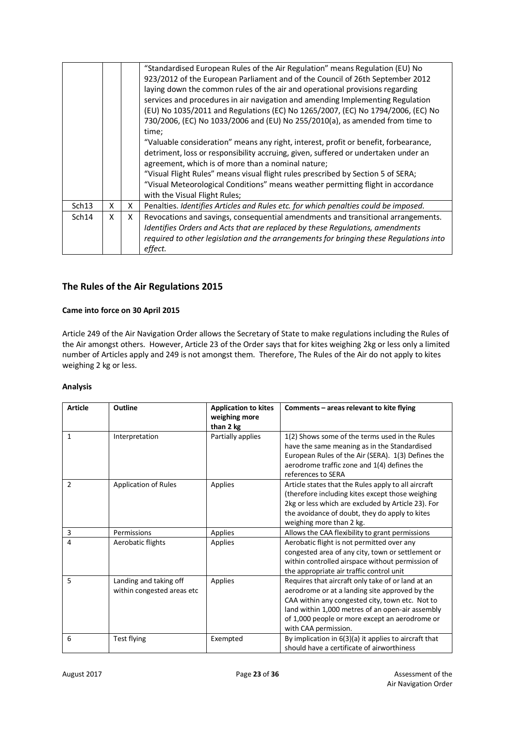| | | | |
|---|---|---|---|
| | | | "Standardised European Rules of the Air Regulation" means Regulation (EU) No 923/2012 of the European Parliament and of the Council of 26th September 2012 laying down the common rules of the air and operational provisions regarding services and procedures in air navigation and amending Implementing Regulation (EU) No 1035/2011 and Regulations (EC) No 1265/2007, (EC) No 1794/2006, (EC) No 730/2006, (EC) No 1033/2006 and (EU) No 255/2010(a), as amended from time to time;<br>"Valuable consideration" means any right, interest, profit or benefit, forbearance, detriment, loss or responsibility accruing, given, suffered or undertaken under an agreement, which is of more than a nominal nature;<br>"Visual Flight Rules" means visual flight rules prescribed by Section 5 of SERA;<br>"Visual Meteorological Conditions" means weather permitting flight in accordance with the Visual Flight Rules; |
| Sch13 | X | X | Penalties. *Identifies Articles and Rules etc. for which penalties could be imposed.* |
| Sch14 | X | X | Revocations and savings, consequential amendments and transitional arrangements. *Identifies Orders and Acts that are replaced by these Regulations, amendments required to other legislation and the arrangements for bringing these Regulations into effect.* |

## The Rules of the Air Regulations 2015

**Came into force on 30 April 2015**

Article 249 of the Air Navigation Order allows the Secretary of State to make regulations including the Rules of the Air amongst others. However, Article 23 of the Order says that for kites weighing 2kg or less only a limited number of Articles apply and 249 is not amongst them. Therefore, The Rules of the Air do not apply to kites weighing 2 kg or less.

**Analysis**

| Article | Outline | Application to kites weighing more than 2 kg | Comments – areas relevant to kite flying |
|---|---|---|---|
| 1 | Interpretation | Partially applies | 1(2) Shows some of the terms used in the Rules have the same meaning as in the Standardised European Rules of the Air (SERA). 1(3) Defines the aerodrome traffic zone and 1(4) defines the references to SERA |
| 2 | Application of Rules | Applies | Article states that the Rules apply to all aircraft (therefore including kites except those weighing 2kg or less which are excluded by Article 23). For the avoidance of doubt, they do apply to kites weighing more than 2 kg. |
| 3 | Permissions | Applies | Allows the CAA flexibility to grant permissions |
| 4 | Aerobatic flights | Applies | Aerobatic flight is not permitted over any congested area of any city, town or settlement or within controlled airspace without permission of the appropriate air traffic control unit |
| 5 | Landing and taking off within congested areas etc | Applies | Requires that aircraft only take of or land at an aerodrome or at a landing site approved by the CAA within any congested city, town etc. Not to land within 1,000 metres of an open-air assembly of 1,000 people or more except an aerodrome or with CAA permission. |
| 6 | Test flying | Exempted | By implication in 6(3)(a) it applies to aircraft that should have a certificate of airworthiness |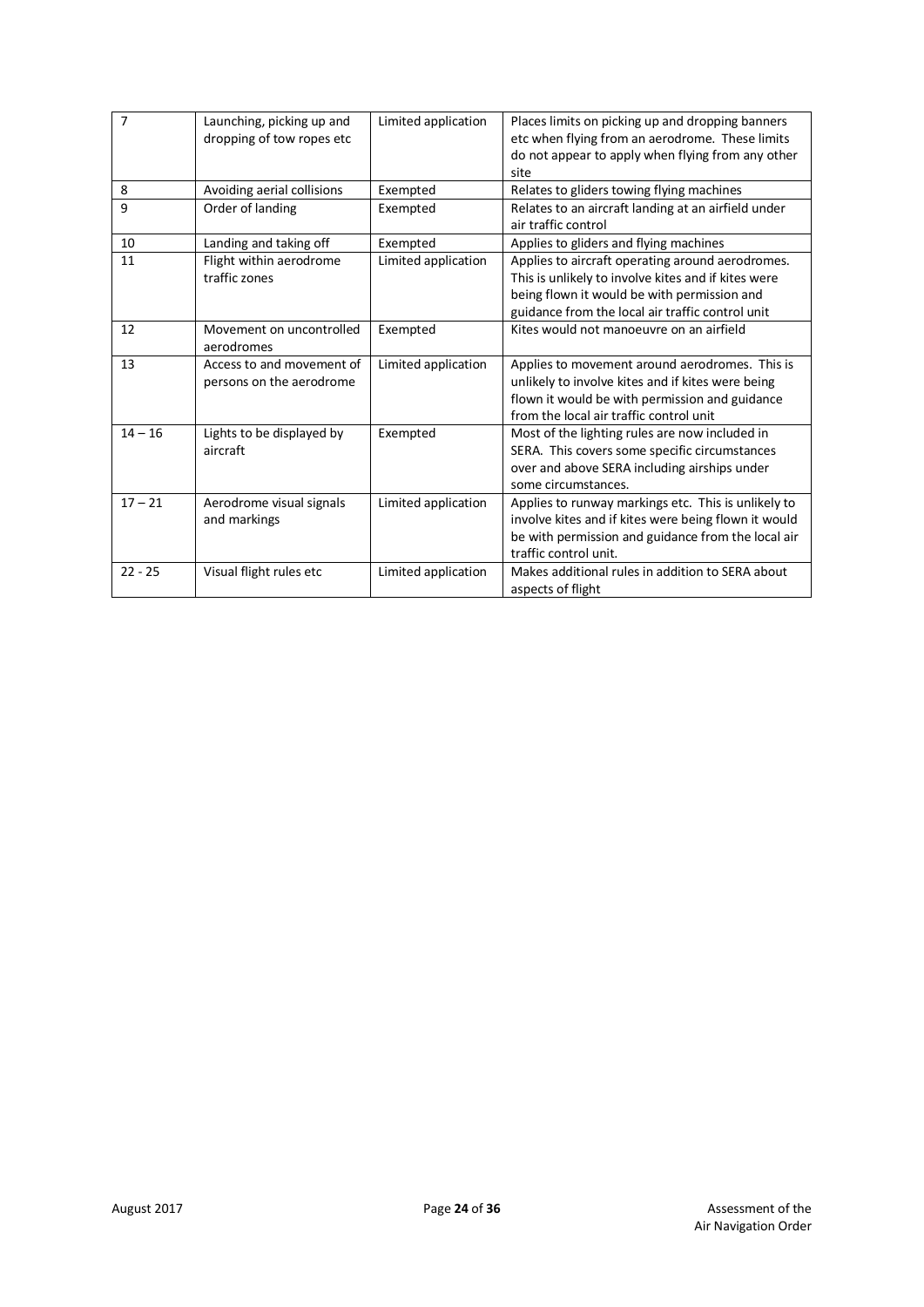| 7 | Launching, picking up and dropping of tow ropes etc | Limited application | Places limits on picking up and dropping banners etc when flying from an aerodrome. These limits do not appear to apply when flying from any other site |
|---|---|---|---|
| 8 | Avoiding aerial collisions | Exempted | Relates to gliders towing flying machines |
| 9 | Order of landing | Exempted | Relates to an aircraft landing at an airfield under air traffic control |
| 10 | Landing and taking off | Exempted | Applies to gliders and flying machines |
| 11 | Flight within aerodrome traffic zones | Limited application | Applies to aircraft operating around aerodromes. This is unlikely to involve kites and if kites were being flown it would be with permission and guidance from the local air traffic control unit |
| 12 | Movement on uncontrolled aerodromes | Exempted | Kites would not manoeuvre on an airfield |
| 13 | Access to and movement of persons on the aerodrome | Limited application | Applies to movement around aerodromes. This is unlikely to involve kites and if kites were being flown it would be with permission and guidance from the local air traffic control unit |
| 14 – 16 | Lights to be displayed by aircraft | Exempted | Most of the lighting rules are now included in SERA. This covers some specific circumstances over and above SERA including airships under some circumstances. |
| 17 – 21 | Aerodrome visual signals and markings | Limited application | Applies to runway markings etc. This is unlikely to involve kites and if kites were being flown it would be with permission and guidance from the local air traffic control unit. |
| 22 - 25 | Visual flight rules etc | Limited application | Makes additional rules in addition to SERA about aspects of flight |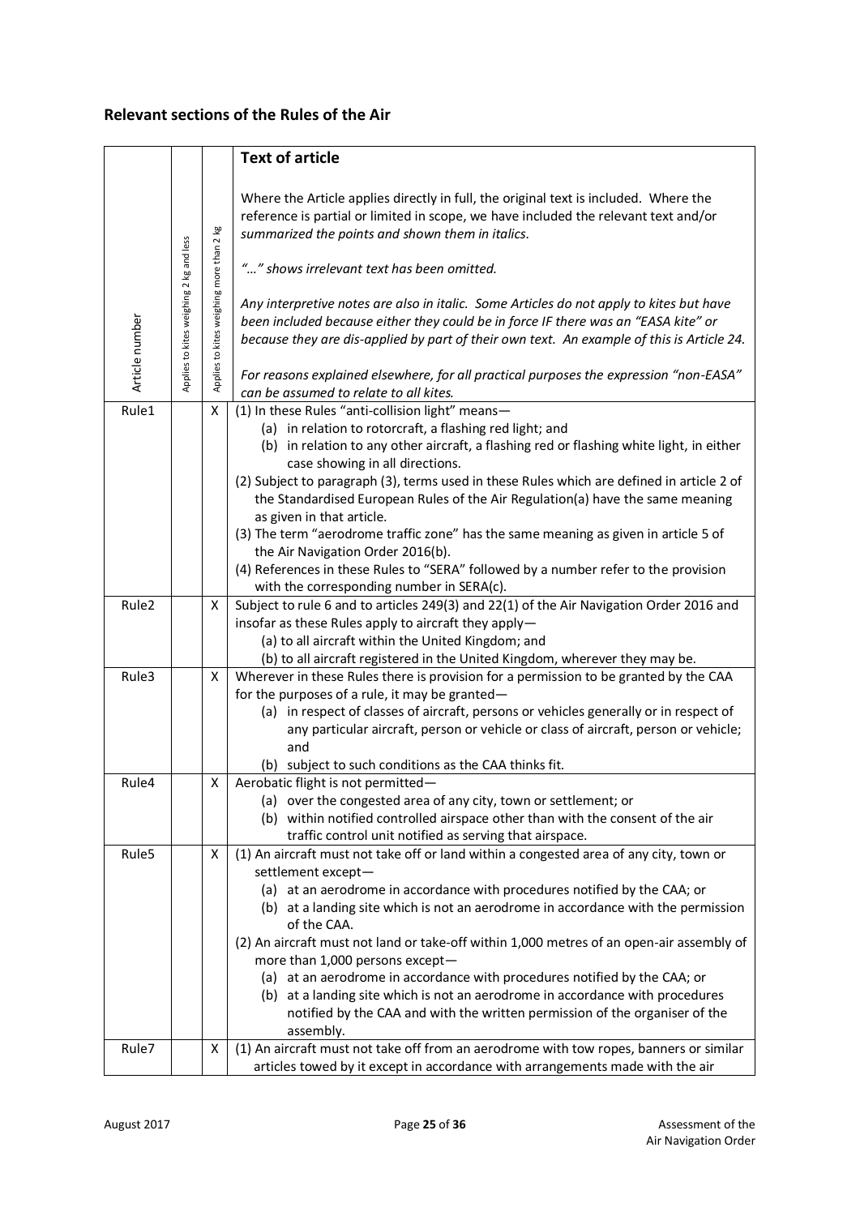## Relevant sections of the Rules of the Air

| Article number | Applies to kites weighing 2 kg and less | Applies to kites weighing more than 2 kg | **Text of article**<br><br>Where the Article applies directly in full, the original text is included. Where the reference is partial or limited in scope, we have included the relevant text and/or *summarized the points and shown them in italics.*<br><br>*"…" shows irrelevant text has been omitted.*<br><br>*Any interpretive notes are also in italic. Some Articles do not apply to kites but have been included because either they could be in force IF there was an "EASA kite" or because they are dis-applied by part of their own text. An example of this is Article 24.*<br><br>*For reasons explained elsewhere, for all practical purposes the expression "non-EASA" can be assumed to relate to all kites.* |
|---|---|---|---|
| Rule1 | | X | (1) In these Rules "anti-collision light" means—<br>(a) in relation to rotorcraft, a flashing red light; and<br>(b) in relation to any other aircraft, a flashing red or flashing white light, in either case showing in all directions.<br>(2) Subject to paragraph (3), terms used in these Rules which are defined in article 2 of the Standardised European Rules of the Air Regulation(a) have the same meaning as given in that article.<br>(3) The term "aerodrome traffic zone" has the same meaning as given in article 5 of the Air Navigation Order 2016(b).<br>(4) References in these Rules to "SERA" followed by a number refer to the provision with the corresponding number in SERA(c). |
| Rule2 | | X | Subject to rule 6 and to articles 249(3) and 22(1) of the Air Navigation Order 2016 and insofar as these Rules apply to aircraft they apply—<br>(a) to all aircraft within the United Kingdom; and<br>(b) to all aircraft registered in the United Kingdom, wherever they may be. |
| Rule3 | | X | Wherever in these Rules there is provision for a permission to be granted by the CAA for the purposes of a rule, it may be granted—<br>(a) in respect of classes of aircraft, persons or vehicles generally or in respect of any particular aircraft, person or vehicle or class of aircraft, person or vehicle; and<br>(b) subject to such conditions as the CAA thinks fit. |
| Rule4 | | X | Aerobatic flight is not permitted—<br>(a) over the congested area of any city, town or settlement; or<br>(b) within notified controlled airspace other than with the consent of the air traffic control unit notified as serving that airspace. |
| Rule5 | | X | (1) An aircraft must not take off or land within a congested area of any city, town or settlement except—<br>(a) at an aerodrome in accordance with procedures notified by the CAA; or<br>(b) at a landing site which is not an aerodrome in accordance with the permission of the CAA.<br>(2) An aircraft must not land or take-off within 1,000 metres of an open-air assembly of more than 1,000 persons except—<br>(a) at an aerodrome in accordance with procedures notified by the CAA; or<br>(b) at a landing site which is not an aerodrome in accordance with procedures notified by the CAA and with the written permission of the organiser of the assembly. |
| Rule7 | | X | (1) An aircraft must not take off from an aerodrome with tow ropes, banners or similar articles towed by it except in accordance with arrangements made with the air |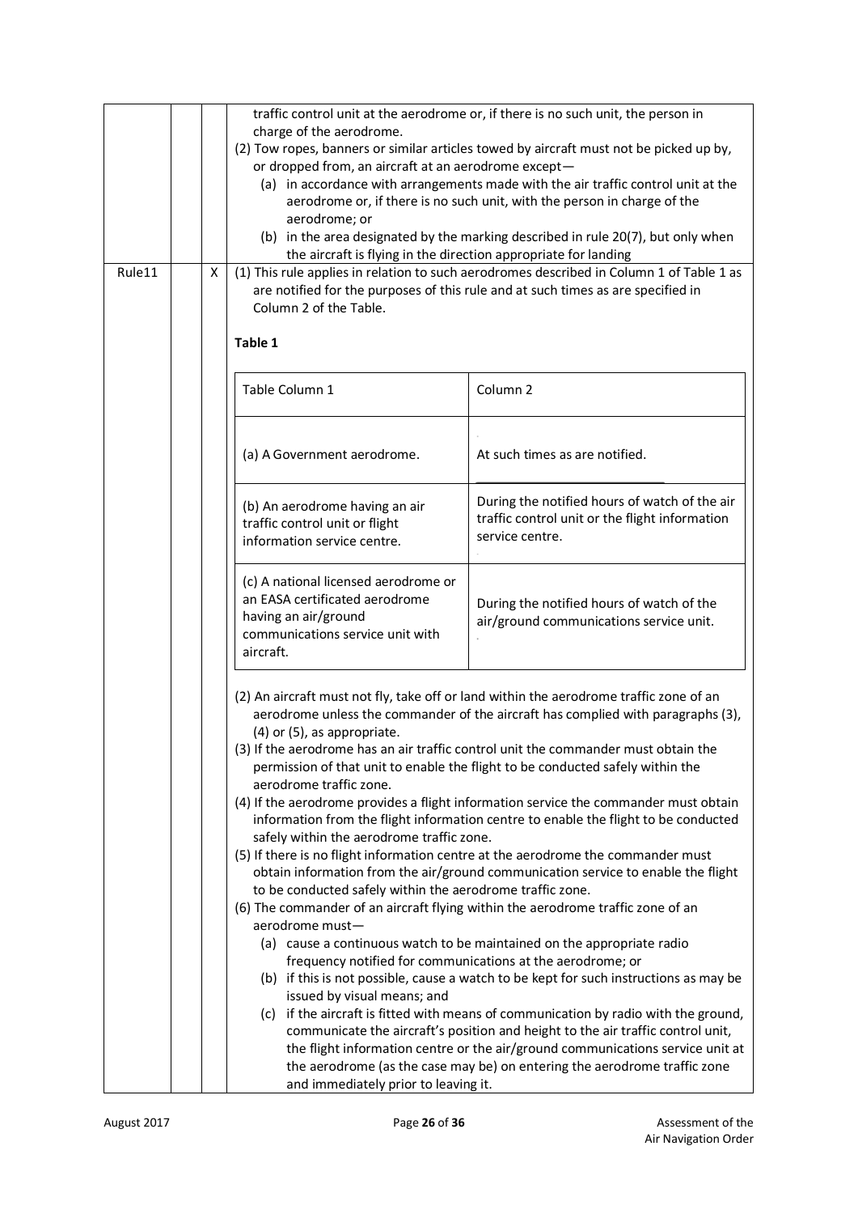| | | | |
|---|---|---|---|
| | | | traffic control unit at the aerodrome or, if there is no such unit, the person in charge of the aerodrome.<br>(2) Tow ropes, banners or similar articles towed by aircraft must not be picked up by, or dropped from, an aircraft at an aerodrome except—<br>(a) in accordance with arrangements made with the air traffic control unit at the aerodrome or, if there is no such unit, with the person in charge of the aerodrome; or<br>(b) in the area designated by the marking described in rule 20(7), but only when the aircraft is flying in the direction appropriate for landing |
| Rule11 | | X | (1) This rule applies in relation to such aerodromes described in Column 1 of Table 1 as are notified for the purposes of this rule and at such times as are specified in Column 2 of the Table.<br><br>**Table 1** |

| Table Column 1 | Column 2 |
|---|---|
| (a) A Government aerodrome. | At such times as are notified. |
| (b) An aerodrome having an air traffic control unit or flight information service centre. | During the notified hours of watch of the air traffic control unit or the flight information service centre. |
| (c) A national licensed aerodrome or an EASA certificated aerodrome having an air/ground communications service unit with aircraft. | During the notified hours of watch of the air/ground communications service unit. |

(2) An aircraft must not fly, take off or land within the aerodrome traffic zone of an aerodrome unless the commander of the aircraft has complied with paragraphs (3), (4) or (5), as appropriate.

(3) If the aerodrome has an air traffic control unit the commander must obtain the permission of that unit to enable the flight to be conducted safely within the aerodrome traffic zone.

(4) If the aerodrome provides a flight information service the commander must obtain information from the flight information centre to enable the flight to be conducted safely within the aerodrome traffic zone.

(5) If there is no flight information centre at the aerodrome the commander must obtain information from the air/ground communication service to enable the flight to be conducted safely within the aerodrome traffic zone.

(6) The commander of an aircraft flying within the aerodrome traffic zone of an aerodrome must—

(a) cause a continuous watch to be maintained on the appropriate radio frequency notified for communications at the aerodrome; or

(b) if this is not possible, cause a watch to be kept for such instructions as may be issued by visual means; and

(c) if the aircraft is fitted with means of communication by radio with the ground, communicate the aircraft's position and height to the air traffic control unit, the flight information centre or the air/ground communications service unit at the aerodrome (as the case may be) on entering the aerodrome traffic zone and immediately prior to leaving it.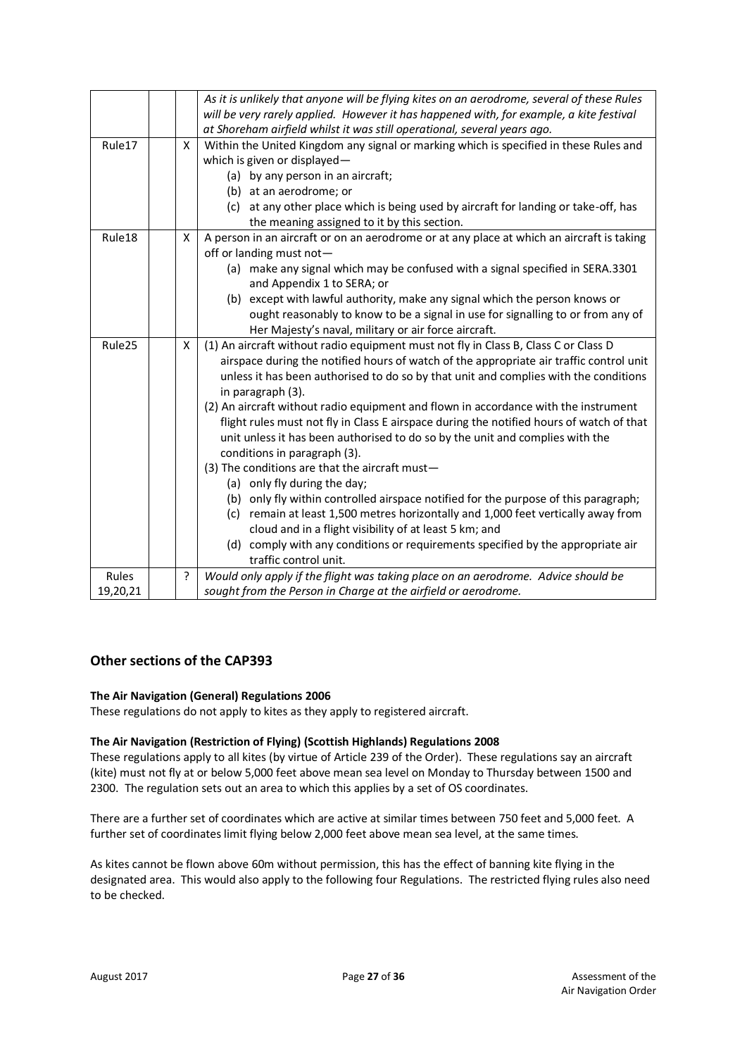| | | | |
|---|---|---|---|
| | | | *As it is unlikely that anyone will be flying kites on an aerodrome, several of these Rules will be very rarely applied. However it has happened with, for example, a kite festival at Shoreham airfield whilst it was still operational, several years ago.* |
| Rule17 | | X | Within the United Kingdom any signal or marking which is specified in these Rules and which is given or displayed— (a) by any person in an aircraft; (b) at an aerodrome; or (c) at any other place which is being used by aircraft for landing or take-off, has the meaning assigned to it by this section. |
| Rule18 | | X | A person in an aircraft or on an aerodrome or at any place at which an aircraft is taking off or landing must not— (a) make any signal which may be confused with a signal specified in SERA.3301 and Appendix 1 to SERA; or (b) except with lawful authority, make any signal which the person knows or ought reasonably to know to be a signal in use for signalling to or from any of Her Majesty's naval, military or air force aircraft. |
| Rule25 | | X | (1) An aircraft without radio equipment must not fly in Class B, Class C or Class D airspace during the notified hours of watch of the appropriate air traffic control unit unless it has been authorised to do so by that unit and complies with the conditions in paragraph (3). (2) An aircraft without radio equipment and flown in accordance with the instrument flight rules must not fly in Class E airspace during the notified hours of watch of that unit unless it has been authorised to do so by the unit and complies with the conditions in paragraph (3). (3) The conditions are that the aircraft must— (a) only fly during the day; (b) only fly within controlled airspace notified for the purpose of this paragraph; (c) remain at least 1,500 metres horizontally and 1,000 feet vertically away from cloud and in a flight visibility of at least 5 km; and (d) comply with any conditions or requirements specified by the appropriate air traffic control unit. |
| Rules 19,20,21 | | ? | *Would only apply if the flight was taking place on an aerodrome. Advice should be sought from the Person in Charge at the airfield or aerodrome.* |

## Other sections of the CAP393

**The Air Navigation (General) Regulations 2006**

These regulations do not apply to kites as they apply to registered aircraft.

**The Air Navigation (Restriction of Flying) (Scottish Highlands) Regulations 2008**

These regulations apply to all kites (by virtue of Article 239 of the Order). These regulations say an aircraft (kite) must not fly at or below 5,000 feet above mean sea level on Monday to Thursday between 1500 and 2300. The regulation sets out an area to which this applies by a set of OS coordinates.

There are a further set of coordinates which are active at similar times between 750 feet and 5,000 feet. A further set of coordinates limit flying below 2,000 feet above mean sea level, at the same times.

As kites cannot be flown above 60m without permission, this has the effect of banning kite flying in the designated area. This would also apply to the following four Regulations. The restricted flying rules also need to be checked.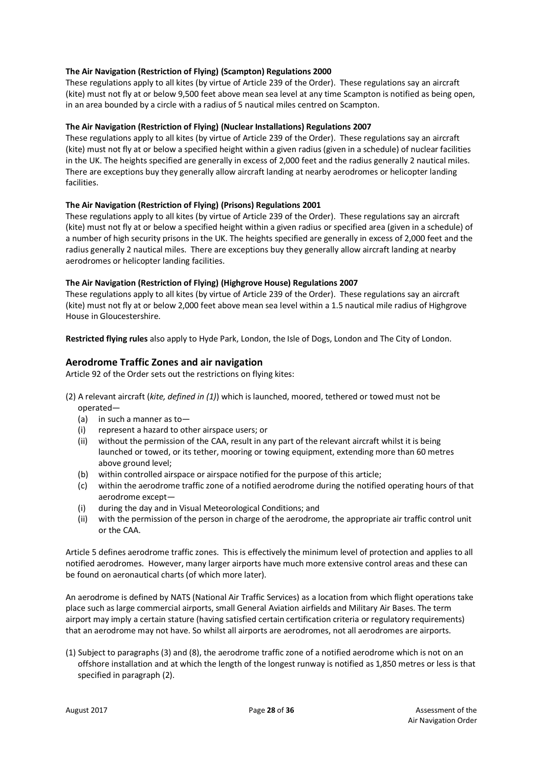**The Air Navigation (Restriction of Flying) (Scampton) Regulations 2000**
These regulations apply to all kites (by virtue of Article 239 of the Order). These regulations say an aircraft (kite) must not fly at or below 9,500 feet above mean sea level at any time Scampton is notified as being open, in an area bounded by a circle with a radius of 5 nautical miles centred on Scampton.

**The Air Navigation (Restriction of Flying) (Nuclear Installations) Regulations 2007**
These regulations apply to all kites (by virtue of Article 239 of the Order). These regulations say an aircraft (kite) must not fly at or below a specified height within a given radius (given in a schedule) of nuclear facilities in the UK. The heights specified are generally in excess of 2,000 feet and the radius generally 2 nautical miles. There are exceptions buy they generally allow aircraft landing at nearby aerodromes or helicopter landing facilities.

**The Air Navigation (Restriction of Flying) (Prisons) Regulations 2001**
These regulations apply to all kites (by virtue of Article 239 of the Order). These regulations say an aircraft (kite) must not fly at or below a specified height within a given radius or specified area (given in a schedule) of a number of high security prisons in the UK. The heights specified are generally in excess of 2,000 feet and the radius generally 2 nautical miles. There are exceptions buy they generally allow aircraft landing at nearby aerodromes or helicopter landing facilities.

**The Air Navigation (Restriction of Flying) (Highgrove House) Regulations 2007**
These regulations apply to all kites (by virtue of Article 239 of the Order). These regulations say an aircraft (kite) must not fly at or below 2,000 feet above mean sea level within a 1.5 nautical mile radius of Highgrove House in Gloucestershire.

**Restricted flying rules** also apply to Hyde Park, London, the Isle of Dogs, London and The City of London.

## Aerodrome Traffic Zones and air navigation

Article 92 of the Order sets out the restrictions on flying kites:

(2) A relevant aircraft (*kite, defined in (1)*) which is launched, moored, tethered or towed must not be operated—

- (a) in such a manner as to—
- (i) represent a hazard to other airspace users; or
- (ii) without the permission of the CAA, result in any part of the relevant aircraft whilst it is being launched or towed, or its tether, mooring or towing equipment, extending more than 60 metres above ground level;
- (b) within controlled airspace or airspace notified for the purpose of this article;
- (c) within the aerodrome traffic zone of a notified aerodrome during the notified operating hours of that aerodrome except—
- (i) during the day and in Visual Meteorological Conditions; and
- (ii) with the permission of the person in charge of the aerodrome, the appropriate air traffic control unit or the CAA.

Article 5 defines aerodrome traffic zones. This is effectively the minimum level of protection and applies to all notified aerodromes. However, many larger airports have much more extensive control areas and these can be found on aeronautical charts (of which more later).

An aerodrome is defined by NATS (National Air Traffic Services) as a location from which flight operations take place such as large commercial airports, small General Aviation airfields and Military Air Bases. The term airport may imply a certain stature (having satisfied certain certification criteria or regulatory requirements) that an aerodrome may not have. So whilst all airports are aerodromes, not all aerodromes are airports.

(1) Subject to paragraphs (3) and (8), the aerodrome traffic zone of a notified aerodrome which is not on an offshore installation and at which the length of the longest runway is notified as 1,850 metres or less is that specified in paragraph (2).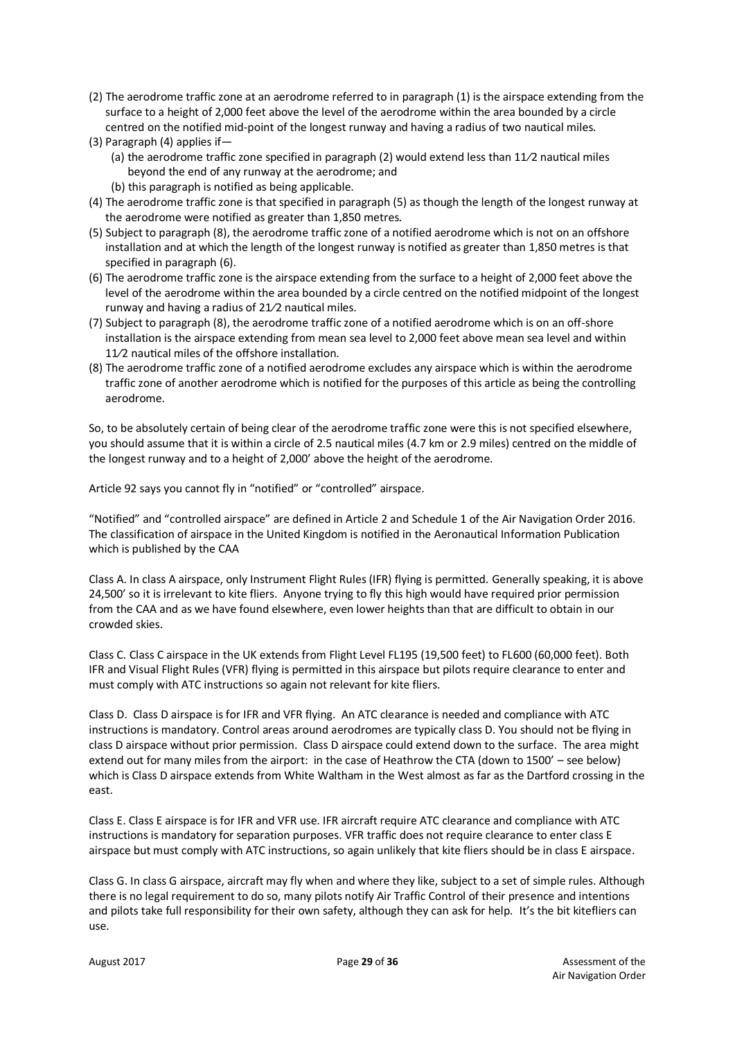(2) The aerodrome traffic zone at an aerodrome referred to in paragraph (1) is the airspace extending from the surface to a height of 2,000 feet above the level of the aerodrome within the area bounded by a circle centred on the notified mid-point of the longest runway and having a radius of two nautical miles.

(3) Paragraph (4) applies if—

   (a) the aerodrome traffic zone specified in paragraph (2) would extend less than 11⁄2 nautical miles beyond the end of any runway at the aerodrome; and

   (b) this paragraph is notified as being applicable.

(4) The aerodrome traffic zone is that specified in paragraph (5) as though the length of the longest runway at the aerodrome were notified as greater than 1,850 metres.

(5) Subject to paragraph (8), the aerodrome traffic zone of a notified aerodrome which is not on an offshore installation and at which the length of the longest runway is notified as greater than 1,850 metres is that specified in paragraph (6).

(6) The aerodrome traffic zone is the airspace extending from the surface to a height of 2,000 feet above the level of the aerodrome within the area bounded by a circle centred on the notified midpoint of the longest runway and having a radius of 21⁄2 nautical miles.

(7) Subject to paragraph (8), the aerodrome traffic zone of a notified aerodrome which is on an off-shore installation is the airspace extending from mean sea level to 2,000 feet above mean sea level and within 11⁄2 nautical miles of the offshore installation.

(8) The aerodrome traffic zone of a notified aerodrome excludes any airspace which is within the aerodrome traffic zone of another aerodrome which is notified for the purposes of this article as being the controlling aerodrome.

So, to be absolutely certain of being clear of the aerodrome traffic zone were this is not specified elsewhere, you should assume that it is within a circle of 2.5 nautical miles (4.7 km or 2.9 miles) centred on the middle of the longest runway and to a height of 2,000' above the height of the aerodrome.

Article 92 says you cannot fly in "notified" or "controlled" airspace.

"Notified" and "controlled airspace" are defined in Article 2 and Schedule 1 of the Air Navigation Order 2016. The classification of airspace in the United Kingdom is notified in the Aeronautical Information Publication which is published by the CAA

Class A. In class A airspace, only Instrument Flight Rules (IFR) flying is permitted. Generally speaking, it is above 24,500' so it is irrelevant to kite fliers. Anyone trying to fly this high would have required prior permission from the CAA and as we have found elsewhere, even lower heights than that are difficult to obtain in our crowded skies.

Class C. Class C airspace in the UK extends from Flight Level FL195 (19,500 feet) to FL600 (60,000 feet). Both IFR and Visual Flight Rules (VFR) flying is permitted in this airspace but pilots require clearance to enter and must comply with ATC instructions so again not relevant for kite fliers.

Class D. Class D airspace is for IFR and VFR flying. An ATC clearance is needed and compliance with ATC instructions is mandatory. Control areas around aerodromes are typically class D. You should not be flying in class D airspace without prior permission. Class D airspace could extend down to the surface. The area might extend out for many miles from the airport: in the case of Heathrow the CTA (down to 1500' – see below) which is Class D airspace extends from White Waltham in the West almost as far as the Dartford crossing in the east.

Class E. Class E airspace is for IFR and VFR use. IFR aircraft require ATC clearance and compliance with ATC instructions is mandatory for separation purposes. VFR traffic does not require clearance to enter class E airspace but must comply with ATC instructions, so again unlikely that kite fliers should be in class E airspace.

Class G. In class G airspace, aircraft may fly when and where they like, subject to a set of simple rules. Although there is no legal requirement to do so, many pilots notify Air Traffic Control of their presence and intentions and pilots take full responsibility for their own safety, although they can ask for help. It's the bit kitefliers can use.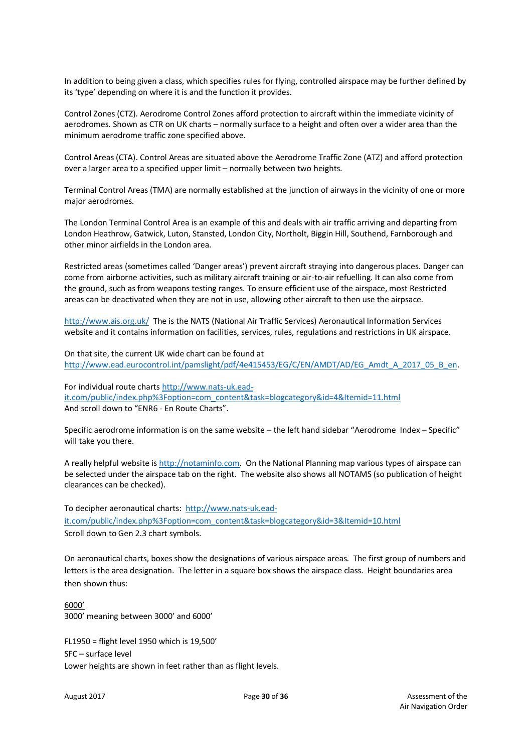In addition to being given a class, which specifies rules for flying, controlled airspace may be further defined by its 'type' depending on where it is and the function it provides.

Control Zones (CTZ). Aerodrome Control Zones afford protection to aircraft within the immediate vicinity of aerodromes. Shown as CTR on UK charts – normally surface to a height and often over a wider area than the minimum aerodrome traffic zone specified above.

Control Areas (CTA). Control Areas are situated above the Aerodrome Traffic Zone (ATZ) and afford protection over a larger area to a specified upper limit – normally between two heights.

Terminal Control Areas (TMA) are normally established at the junction of airways in the vicinity of one or more major aerodromes.

The London Terminal Control Area is an example of this and deals with air traffic arriving and departing from London Heathrow, Gatwick, Luton, Stansted, London City, Northolt, Biggin Hill, Southend, Farnborough and other minor airfields in the London area.

Restricted areas (sometimes called 'Danger areas') prevent aircraft straying into dangerous places. Danger can come from airborne activities, such as military aircraft training or air-to-air refuelling. It can also come from the ground, such as from weapons testing ranges. To ensure efficient use of the airspace, most Restricted areas can be deactivated when they are not in use, allowing other aircraft to then use the airspace.

http://www.ais.org.uk/ The is the NATS (National Air Traffic Services) Aeronautical Information Services website and it contains information on facilities, services, rules, regulations and restrictions in UK airspace.

On that site, the current UK wide chart can be found at http://www.ead.eurocontrol.int/pamslight/pdf/4e415453/EG/C/EN/AMDT/AD/EG_Amdt_A_2017_05_B_en.

For individual route charts http://www.nats-uk.ead-it.com/public/index.php%3Foption=com_content&task=blogcategory&id=4&Itemid=11.html
And scroll down to "ENR6 - En Route Charts".

Specific aerodrome information is on the same website – the left hand sidebar "Aerodrome Index – Specific" will take you there.

A really helpful website is http://notaminfo.com. On the National Planning map various types of airspace can be selected under the airspace tab on the right. The website also shows all NOTAMS (so publication of height clearances can be checked).

To decipher aeronautical charts: http://www.nats-uk.ead-it.com/public/index.php%3Foption=com_content&task=blogcategory&id=3&Itemid=10.html
Scroll down to Gen 2.3 chart symbols.

On aeronautical charts, boxes show the designations of various airspace areas. The first group of numbers and letters is the area designation. The letter in a square box shows the airspace class. Height boundaries area then shown thus:

<u>6000'</u>
3000' meaning between 3000' and 6000'

FL1950 = flight level 1950 which is 19,500'
SFC – surface level
Lower heights are shown in feet rather than as flight levels.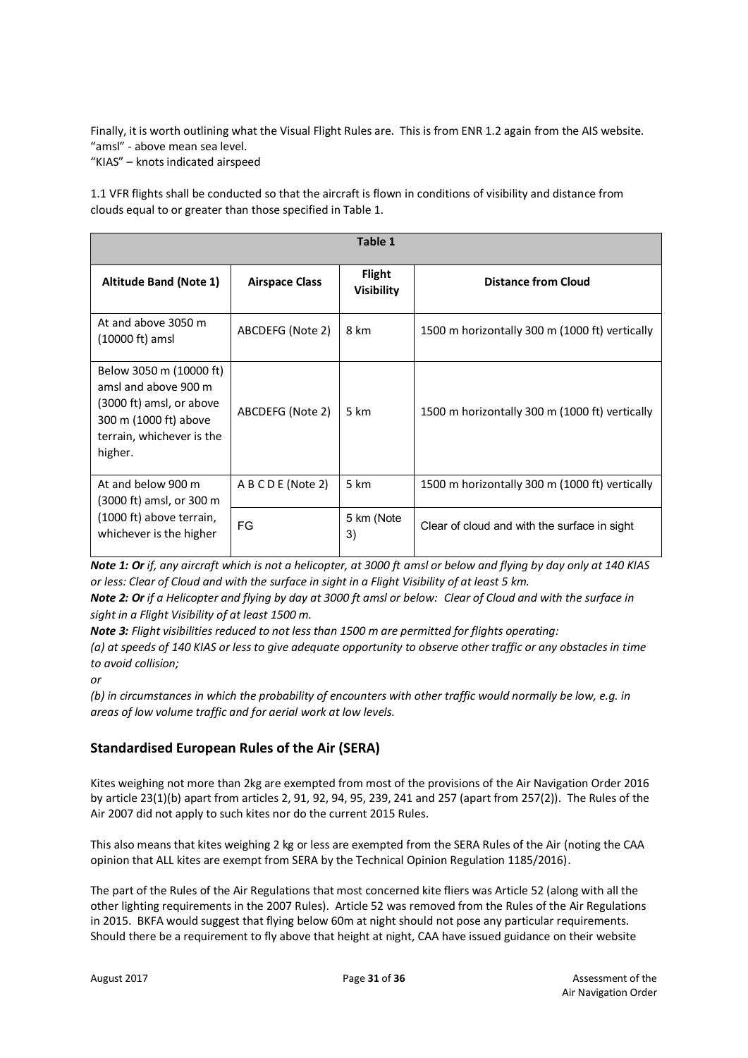Finally, it is worth outlining what the Visual Flight Rules are. This is from ENR 1.2 again from the AIS website.
"amsl" - above mean sea level.
"KIAS" – knots indicated airspeed

1.1 VFR flights shall be conducted so that the aircraft is flown in conditions of visibility and distance from clouds equal to or greater than those specified in Table 1.

| Table 1 | | | |
|---|---|---|---|
| **Altitude Band (Note 1)** | **Airspace Class** | **Flight Visibility** | **Distance from Cloud** |
| At and above 3050 m (10000 ft) amsl | ABCDEFG (Note 2) | 8 km | 1500 m horizontally 300 m (1000 ft) vertically |
| Below 3050 m (10000 ft) amsl and above 900 m (3000 ft) amsl, or above 300 m (1000 ft) above terrain, whichever is the higher. | ABCDEFG (Note 2) | 5 km | 1500 m horizontally 300 m (1000 ft) vertically |
| At and below 900 m (3000 ft) amsl, or 300 m (1000 ft) above terrain, whichever is the higher | A B C D E (Note 2) | 5 km | 1500 m horizontally 300 m (1000 ft) vertically |
| | FG | 5 km (Note 3) | Clear of cloud and with the surface in sight |

***Note 1: Or*** *if, any aircraft which is not a helicopter, at 3000 ft amsl or below and flying by day only at 140 KIAS or less: Clear of Cloud and with the surface in sight in a Flight Visibility of at least 5 km.*
***Note 2: Or*** *if a Helicopter and flying by day at 3000 ft amsl or below: Clear of Cloud and with the surface in sight in a Flight Visibility of at least 1500 m.*
***Note 3:*** *Flight visibilities reduced to not less than 1500 m are permitted for flights operating:*
*(a) at speeds of 140 KIAS or less to give adequate opportunity to observe other traffic or any obstacles in time to avoid collision;*
*or*
*(b) in circumstances in which the probability of encounters with other traffic would normally be low, e.g. in areas of low volume traffic and for aerial work at low levels.*

## Standardised European Rules of the Air (SERA)

Kites weighing not more than 2kg are exempted from most of the provisions of the Air Navigation Order 2016 by article 23(1)(b) apart from articles 2, 91, 92, 94, 95, 239, 241 and 257 (apart from 257(2)). The Rules of the Air 2007 did not apply to such kites nor do the current 2015 Rules.

This also means that kites weighing 2 kg or less are exempted from the SERA Rules of the Air (noting the CAA opinion that ALL kites are exempt from SERA by the Technical Opinion Regulation 1185/2016).

The part of the Rules of the Air Regulations that most concerned kite fliers was Article 52 (along with all the other lighting requirements in the 2007 Rules). Article 52 was removed from the Rules of the Air Regulations in 2015. BKFA would suggest that flying below 60m at night should not pose any particular requirements. Should there be a requirement to fly above that height at night, CAA have issued guidance on their website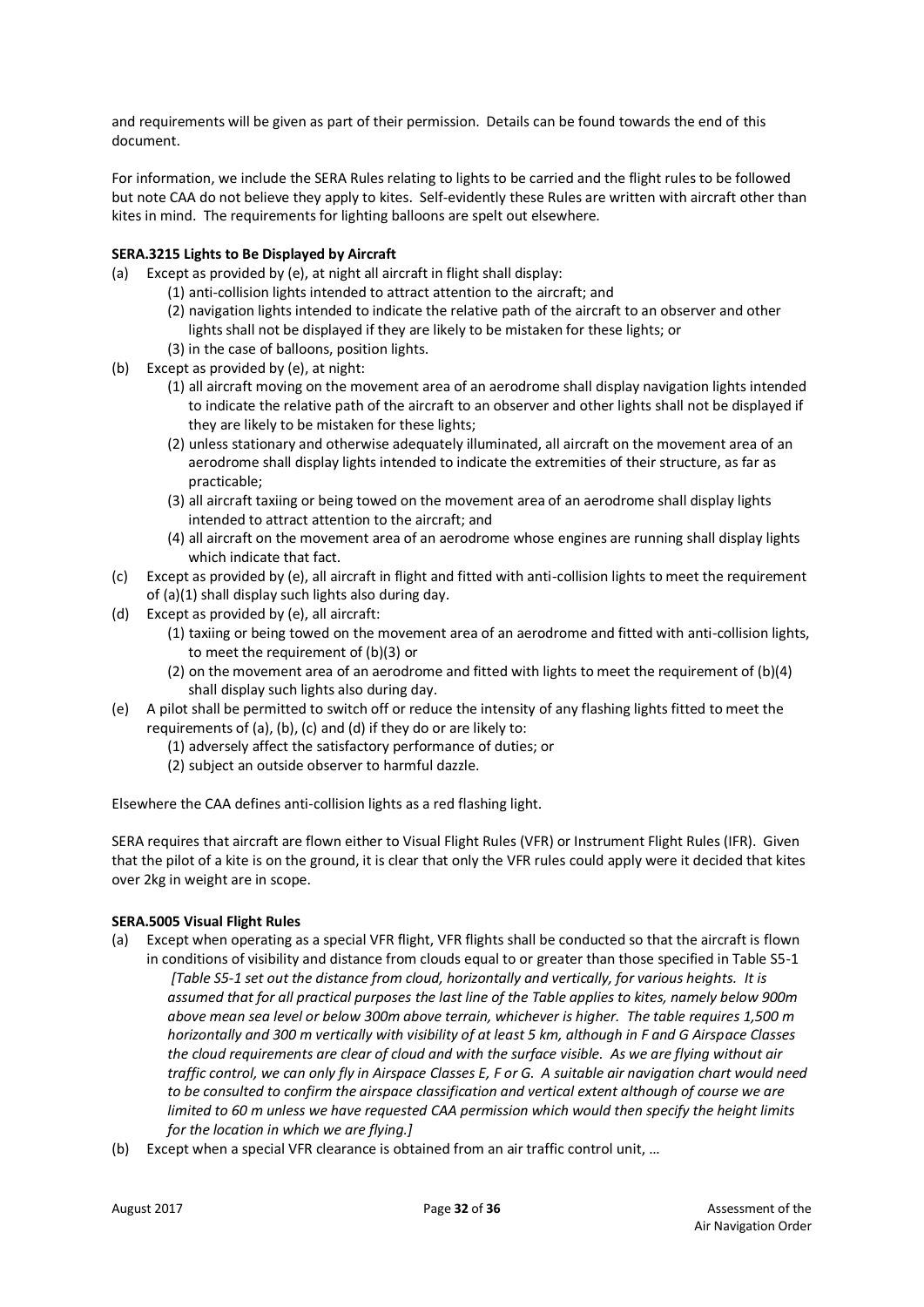and requirements will be given as part of their permission. Details can be found towards the end of this document.

For information, we include the SERA Rules relating to lights to be carried and the flight rules to be followed but note CAA do not believe they apply to kites. Self-evidently these Rules are written with aircraft other than kites in mind. The requirements for lighting balloons are spelt out elsewhere.

**SERA.3215 Lights to Be Displayed by Aircraft**

(a) Except as provided by (e), at night all aircraft in flight shall display:
  - (1) anti-collision lights intended to attract attention to the aircraft; and
  - (2) navigation lights intended to indicate the relative path of the aircraft to an observer and other lights shall not be displayed if they are likely to be mistaken for these lights; or
  - (3) in the case of balloons, position lights.

(b) Except as provided by (e), at night:
  - (1) all aircraft moving on the movement area of an aerodrome shall display navigation lights intended to indicate the relative path of the aircraft to an observer and other lights shall not be displayed if they are likely to be mistaken for these lights;
  - (2) unless stationary and otherwise adequately illuminated, all aircraft on the movement area of an aerodrome shall display lights intended to indicate the extremities of their structure, as far as practicable;
  - (3) all aircraft taxiing or being towed on the movement area of an aerodrome shall display lights intended to attract attention to the aircraft; and
  - (4) all aircraft on the movement area of an aerodrome whose engines are running shall display lights which indicate that fact.

(c) Except as provided by (e), all aircraft in flight and fitted with anti-collision lights to meet the requirement of (a)(1) shall display such lights also during day.

(d) Except as provided by (e), all aircraft:
  - (1) taxiing or being towed on the movement area of an aerodrome and fitted with anti-collision lights, to meet the requirement of (b)(3) or
  - (2) on the movement area of an aerodrome and fitted with lights to meet the requirement of (b)(4) shall display such lights also during day.

(e) A pilot shall be permitted to switch off or reduce the intensity of any flashing lights fitted to meet the requirements of (a), (b), (c) and (d) if they do or are likely to:
  - (1) adversely affect the satisfactory performance of duties; or
  - (2) subject an outside observer to harmful dazzle.

Elsewhere the CAA defines anti-collision lights as a red flashing light.

SERA requires that aircraft are flown either to Visual Flight Rules (VFR) or Instrument Flight Rules (IFR). Given that the pilot of a kite is on the ground, it is clear that only the VFR rules could apply were it decided that kites over 2kg in weight are in scope.

**SERA.5005 Visual Flight Rules**

(a) Except when operating as a special VFR flight, VFR flights shall be conducted so that the aircraft is flown in conditions of visibility and distance from clouds equal to or greater than those specified in Table S5-1
  *[Table S5-1 set out the distance from cloud, horizontally and vertically, for various heights. It is assumed that for all practical purposes the last line of the Table applies to kites, namely below 900m above mean sea level or below 300m above terrain, whichever is higher. The table requires 1,500 m horizontally and 300 m vertically with visibility of at least 5 km, although in F and G Airspace Classes the cloud requirements are clear of cloud and with the surface visible. As we are flying without air traffic control, we can only fly in Airspace Classes E, F or G. A suitable air navigation chart would need to be consulted to confirm the airspace classification and vertical extent although of course we are limited to 60 m unless we have requested CAA permission which would then specify the height limits for the location in which we are flying.]*

(b) Except when a special VFR clearance is obtained from an air traffic control unit, …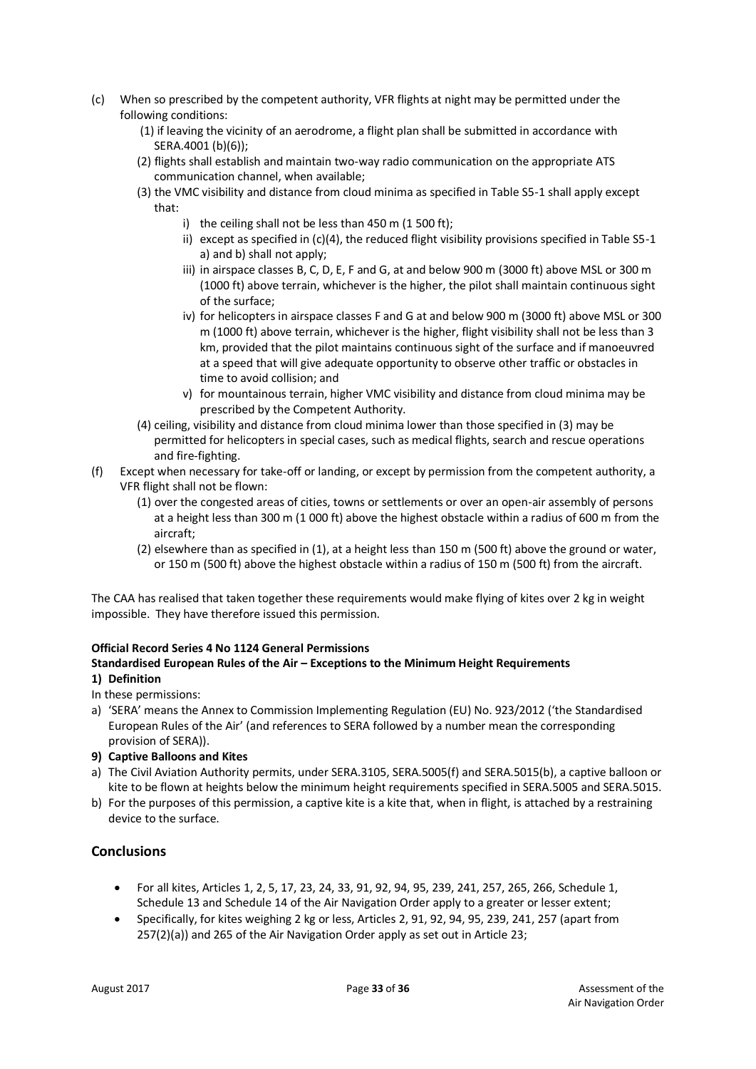(c) When so prescribed by the competent authority, VFR flights at night may be permitted under the following conditions:

  (1) if leaving the vicinity of an aerodrome, a flight plan shall be submitted in accordance with SERA.4001 (b)(6));
  (2) flights shall establish and maintain two-way radio communication on the appropriate ATS communication channel, when available;
  (3) the VMC visibility and distance from cloud minima as specified in Table S5-1 shall apply except that:
    i) the ceiling shall not be less than 450 m (1 500 ft);
    ii) except as specified in (c)(4), the reduced flight visibility provisions specified in Table S5-1 a) and b) shall not apply;
    iii) in airspace classes B, C, D, E, F and G, at and below 900 m (3000 ft) above MSL or 300 m (1000 ft) above terrain, whichever is the higher, the pilot shall maintain continuous sight of the surface;
    iv) for helicopters in airspace classes F and G at and below 900 m (3000 ft) above MSL or 300 m (1000 ft) above terrain, whichever is the higher, flight visibility shall not be less than 3 km, provided that the pilot maintains continuous sight of the surface and if manoeuvred at a speed that will give adequate opportunity to observe other traffic or obstacles in time to avoid collision; and
    v) for mountainous terrain, higher VMC visibility and distance from cloud minima may be prescribed by the Competent Authority.
  (4) ceiling, visibility and distance from cloud minima lower than those specified in (3) may be permitted for helicopters in special cases, such as medical flights, search and rescue operations and fire-fighting.

(f) Except when necessary for take-off or landing, or except by permission from the competent authority, a VFR flight shall not be flown:

  (1) over the congested areas of cities, towns or settlements or over an open-air assembly of persons at a height less than 300 m (1 000 ft) above the highest obstacle within a radius of 600 m from the aircraft;
  (2) elsewhere than as specified in (1), at a height less than 150 m (500 ft) above the ground or water, or 150 m (500 ft) above the highest obstacle within a radius of 150 m (500 ft) from the aircraft.

The CAA has realised that taken together these requirements would make flying of kites over 2 kg in weight impossible. They have therefore issued this permission.

**Official Record Series 4 No 1124 General Permissions**
**Standardised European Rules of the Air – Exceptions to the Minimum Height Requirements**
**1) Definition**

In these permissions:

a) 'SERA' means the Annex to Commission Implementing Regulation (EU) No. 923/2012 ('the Standardised European Rules of the Air' (and references to SERA followed by a number mean the corresponding provision of SERA)).

**9) Captive Balloons and Kites**

a) The Civil Aviation Authority permits, under SERA.3105, SERA.5005(f) and SERA.5015(b), a captive balloon or kite to be flown at heights below the minimum height requirements specified in SERA.5005 and SERA.5015.
b) For the purposes of this permission, a captive kite is a kite that, when in flight, is attached by a restraining device to the surface.

## Conclusions

- For all kites, Articles 1, 2, 5, 17, 23, 24, 33, 91, 92, 94, 95, 239, 241, 257, 265, 266, Schedule 1, Schedule 13 and Schedule 14 of the Air Navigation Order apply to a greater or lesser extent;
- Specifically, for kites weighing 2 kg or less, Articles 2, 91, 92, 94, 95, 239, 241, 257 (apart from 257(2)(a)) and 265 of the Air Navigation Order apply as set out in Article 23;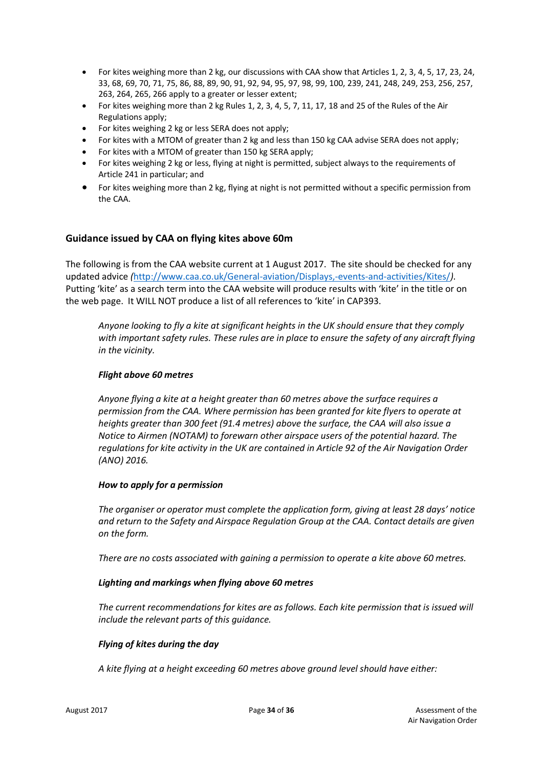- For kites weighing more than 2 kg, our discussions with CAA show that Articles 1, 2, 3, 4, 5, 17, 23, 24, 33, 68, 69, 70, 71, 75, 86, 88, 89, 90, 91, 92, 94, 95, 97, 98, 99, 100, 239, 241, 248, 249, 253, 256, 257, 263, 264, 265, 266 apply to a greater or lesser extent;
- For kites weighing more than 2 kg Rules 1, 2, 3, 4, 5, 7, 11, 17, 18 and 25 of the Rules of the Air Regulations apply;
- For kites weighing 2 kg or less SERA does not apply;
- For kites with a MTOM of greater than 2 kg and less than 150 kg CAA advise SERA does not apply;
- For kites with a MTOM of greater than 150 kg SERA apply;
- For kites weighing 2 kg or less, flying at night is permitted, subject always to the requirements of Article 241 in particular; and
- For kites weighing more than 2 kg, flying at night is not permitted without a specific permission from the CAA.

## Guidance issued by CAA on flying kites above 60m

The following is from the CAA website current at 1 August 2017. The site should be checked for any updated advice *(*[http://www.caa.co.uk/General-aviation/Displays,-events-and-activities/Kites/](http://www.caa.co.uk/General-aviation/Displays,-events-and-activities/Kites/)*)*. Putting 'kite' as a search term into the CAA website will produce results with 'kite' in the title or on the web page. It WILL NOT produce a list of all references to 'kite' in CAP393.

> *Anyone looking to fly a kite at significant heights in the UK should ensure that they comply with important safety rules. These rules are in place to ensure the safety of any aircraft flying in the vicinity.*
>
> ***Flight above 60 metres***
>
> *Anyone flying a kite at a height greater than 60 metres above the surface requires a permission from the CAA. Where permission has been granted for kite flyers to operate at heights greater than 300 feet (91.4 metres) above the surface, the CAA will also issue a Notice to Airmen (NOTAM) to forewarn other airspace users of the potential hazard. The regulations for kite activity in the UK are contained in Article 92 of the Air Navigation Order (ANO) 2016.*
>
> ***How to apply for a permission***
>
> *The organiser or operator must complete the application form, giving at least 28 days' notice and return to the Safety and Airspace Regulation Group at the CAA. Contact details are given on the form.*
>
> *There are no costs associated with gaining a permission to operate a kite above 60 metres.*
>
> ***Lighting and markings when flying above 60 metres***
>
> *The current recommendations for kites are as follows. Each kite permission that is issued will include the relevant parts of this guidance.*
>
> ***Flying of kites during the day***
>
> *A kite flying at a height exceeding 60 metres above ground level should have either:*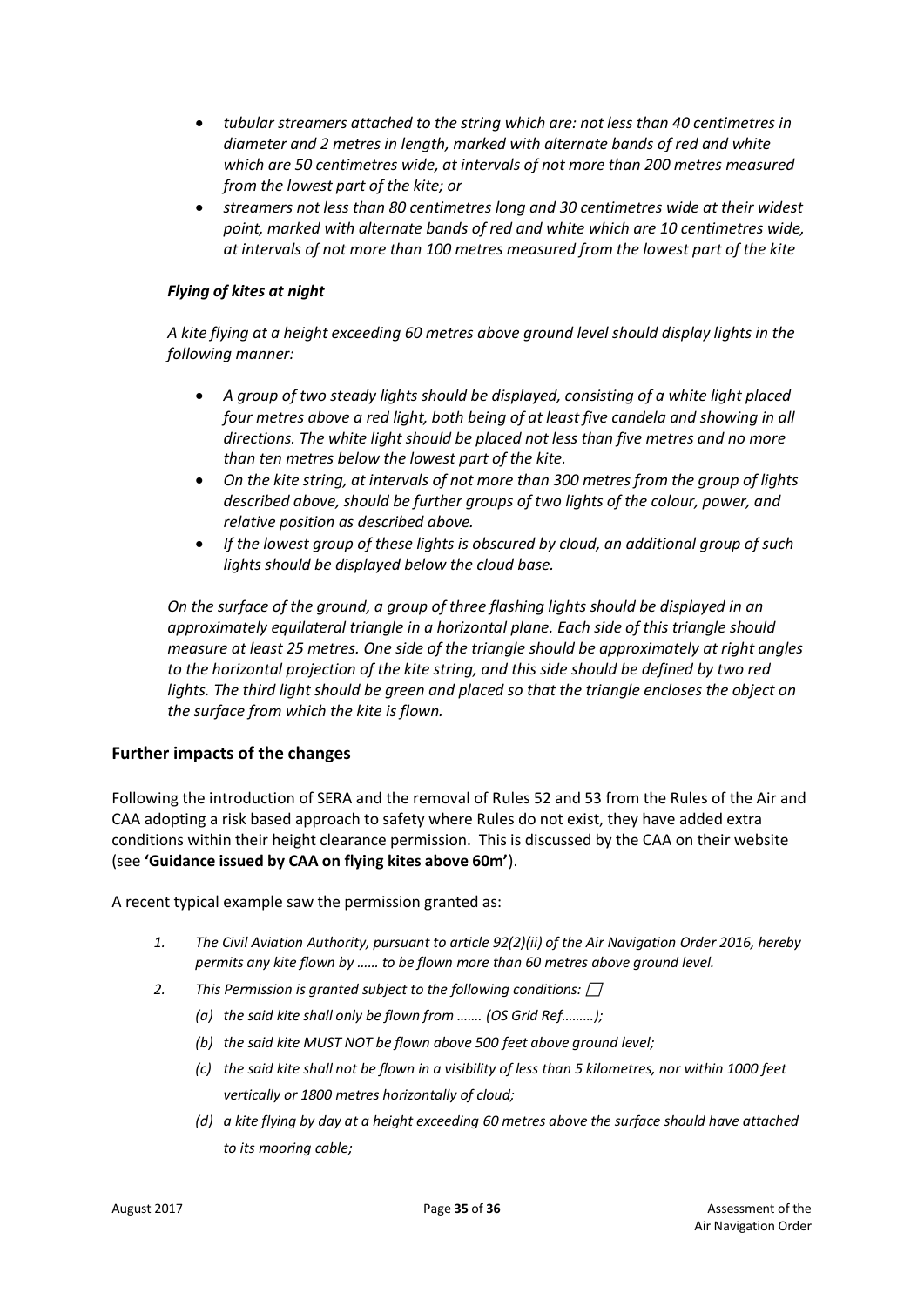- *tubular streamers attached to the string which are: not less than 40 centimetres in diameter and 2 metres in length, marked with alternate bands of red and white which are 50 centimetres wide, at intervals of not more than 200 metres measured from the lowest part of the kite; or*
- *streamers not less than 80 centimetres long and 30 centimetres wide at their widest point, marked with alternate bands of red and white which are 10 centimetres wide, at intervals of not more than 100 metres measured from the lowest part of the kite*

***Flying of kites at night***

*A kite flying at a height exceeding 60 metres above ground level should display lights in the following manner:*

- *A group of two steady lights should be displayed, consisting of a white light placed four metres above a red light, both being of at least five candela and showing in all directions. The white light should be placed not less than five metres and no more than ten metres below the lowest part of the kite.*
- *On the kite string, at intervals of not more than 300 metres from the group of lights described above, should be further groups of two lights of the colour, power, and relative position as described above.*
- *If the lowest group of these lights is obscured by cloud, an additional group of such lights should be displayed below the cloud base.*

*On the surface of the ground, a group of three flashing lights should be displayed in an approximately equilateral triangle in a horizontal plane. Each side of this triangle should measure at least 25 metres. One side of the triangle should be approximately at right angles to the horizontal projection of the kite string, and this side should be defined by two red lights. The third light should be green and placed so that the triangle encloses the object on the surface from which the kite is flown.*

## Further impacts of the changes

Following the introduction of SERA and the removal of Rules 52 and 53 from the Rules of the Air and CAA adopting a risk based approach to safety where Rules do not exist, they have added extra conditions within their height clearance permission. This is discussed by the CAA on their website (see **'Guidance issued by CAA on flying kites above 60m'**).

A recent typical example saw the permission granted as:

1. *The Civil Aviation Authority, pursuant to article 92(2)(ii) of the Air Navigation Order 2016, hereby permits any kite flown by …… to be flown more than 60 metres above ground level.*
2. *This Permission is granted subject to the following conditions:*
   - *(a) the said kite shall only be flown from ……. (OS Grid Ref………);*
   - *(b) the said kite MUST NOT be flown above 500 feet above ground level;*
   - *(c) the said kite shall not be flown in a visibility of less than 5 kilometres, nor within 1000 feet vertically or 1800 metres horizontally of cloud;*
   - *(d) a kite flying by day at a height exceeding 60 metres above the surface should have attached to its mooring cable;*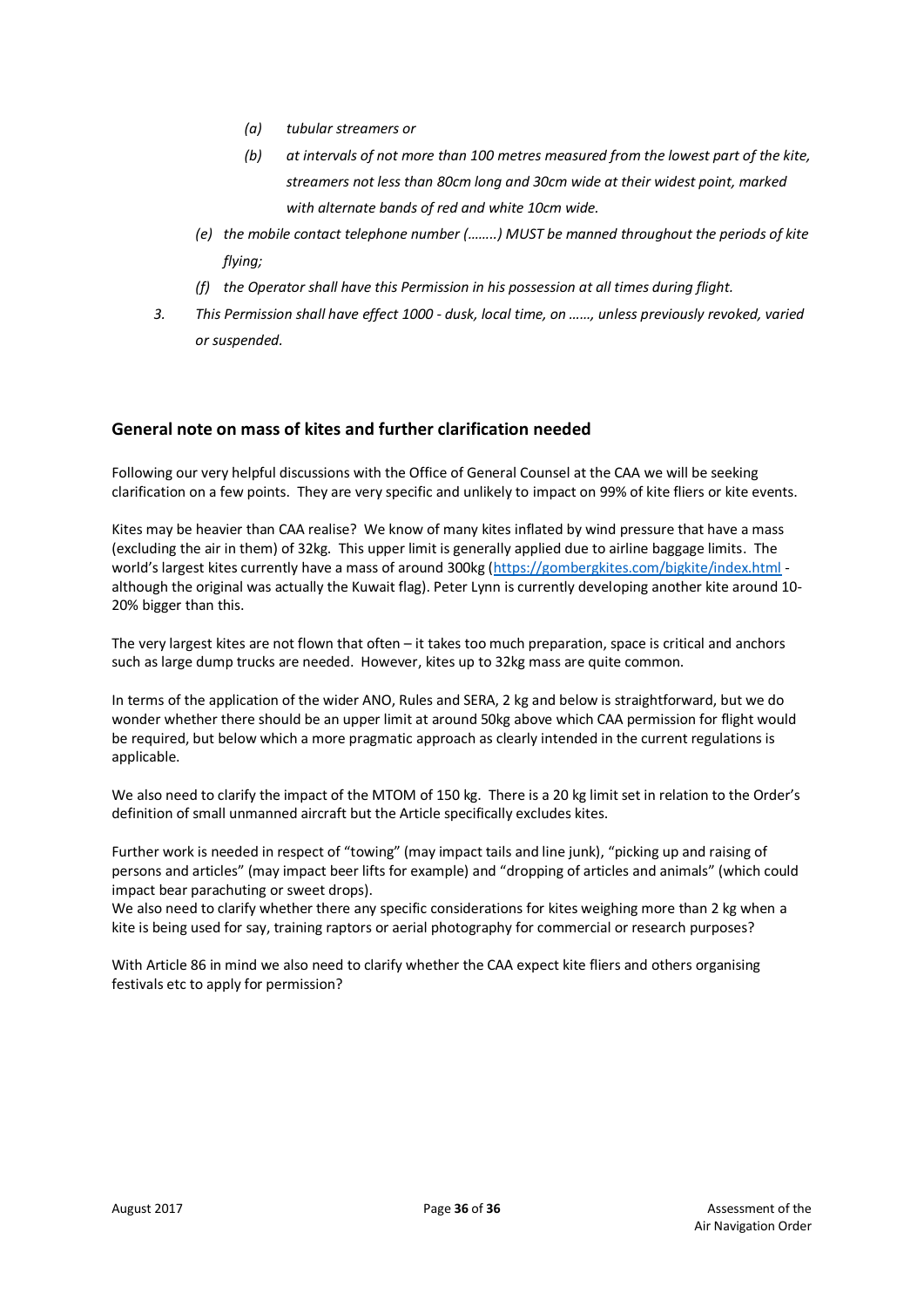*(a) tubular streamers or*

*(b) at intervals of not more than 100 metres measured from the lowest part of the kite, streamers not less than 80cm long and 30cm wide at their widest point, marked with alternate bands of red and white 10cm wide.*

*(e) the mobile contact telephone number (……..) MUST be manned throughout the periods of kite flying;*

*(f) the Operator shall have this Permission in his possession at all times during flight.*

*3. This Permission shall have effect 1000 - dusk, local time, on ……, unless previously revoked, varied or suspended.*

## General note on mass of kites and further clarification needed

Following our very helpful discussions with the Office of General Counsel at the CAA we will be seeking clarification on a few points. They are very specific and unlikely to impact on 99% of kite fliers or kite events.

Kites may be heavier than CAA realise? We know of many kites inflated by wind pressure that have a mass (excluding the air in them) of 32kg. This upper limit is generally applied due to airline baggage limits. The world's largest kites currently have a mass of around 300kg (https://gombergkites.com/bigkite/index.html - although the original was actually the Kuwait flag). Peter Lynn is currently developing another kite around 10-20% bigger than this.

The very largest kites are not flown that often – it takes too much preparation, space is critical and anchors such as large dump trucks are needed. However, kites up to 32kg mass are quite common.

In terms of the application of the wider ANO, Rules and SERA, 2 kg and below is straightforward, but we do wonder whether there should be an upper limit at around 50kg above which CAA permission for flight would be required, but below which a more pragmatic approach as clearly intended in the current regulations is applicable.

We also need to clarify the impact of the MTOM of 150 kg. There is a 20 kg limit set in relation to the Order's definition of small unmanned aircraft but the Article specifically excludes kites.

Further work is needed in respect of "towing" (may impact tails and line junk), "picking up and raising of persons and articles" (may impact beer lifts for example) and "dropping of articles and animals" (which could impact bear parachuting or sweet drops).
We also need to clarify whether there any specific considerations for kites weighing more than 2 kg when a kite is being used for say, training raptors or aerial photography for commercial or research purposes?

With Article 86 in mind we also need to clarify whether the CAA expect kite fliers and others organising festivals etc to apply for permission?